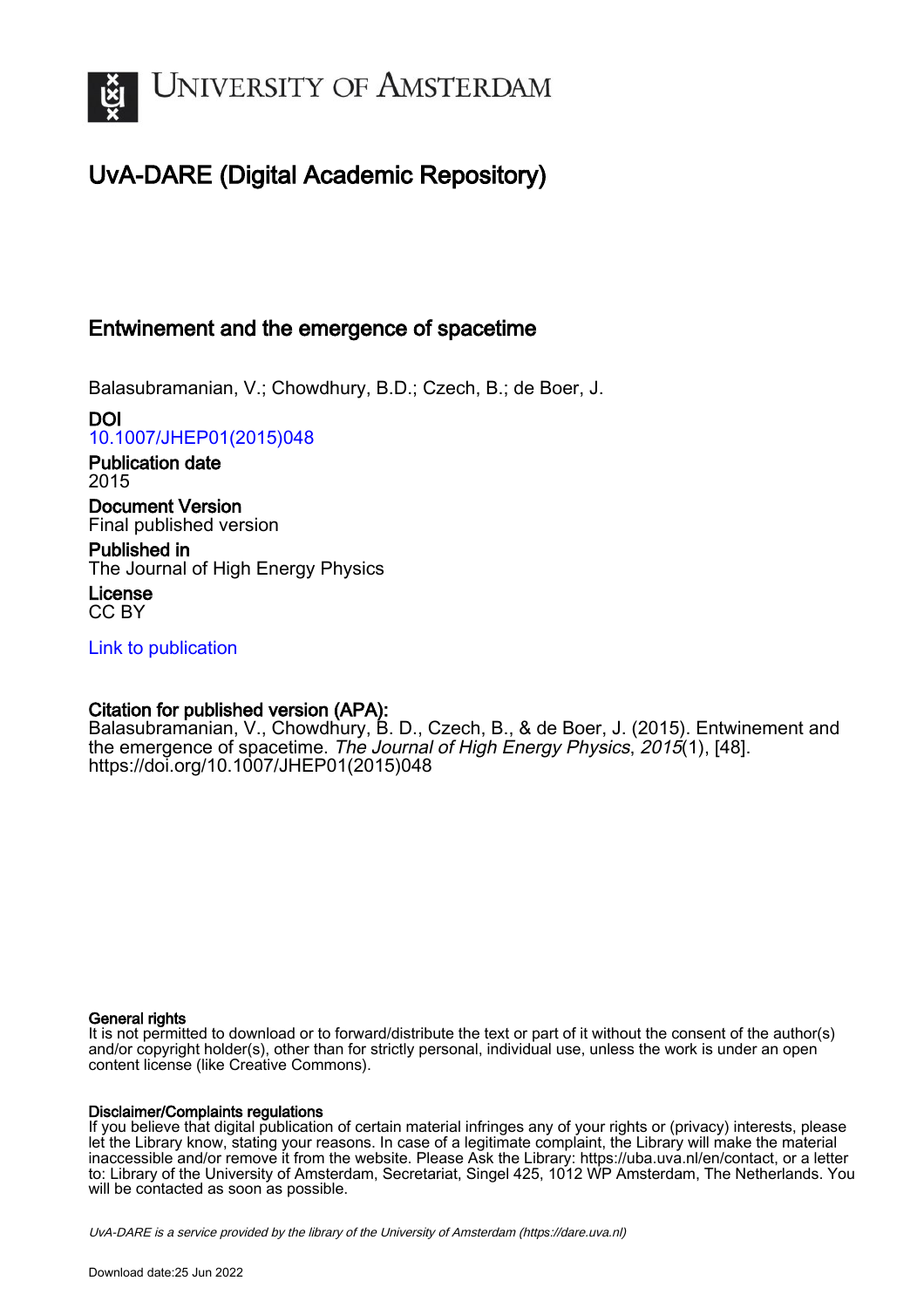# UNIVERSITY OF AMSTERDAM

## UvA-DARE (Digital Academic Repository)

### Entwinement and the emergence of spacetime

Balasubramanian, V.; Chowdhury, B.D.; Czech, B.; de Boer, J.

**DOI**
10.1007/JHEP01(2015)048

**Publication date**
2015

**Document Version**
Final published version

**Published in**
The Journal of High Energy Physics

**License**
CC BY

Link to publication

**Citation for published version (APA):**
Balasubramanian, V., Chowdhury, B. D., Czech, B., & de Boer, J. (2015). Entwinement and the emergence of spacetime. *The Journal of High Energy Physics*, *2015*(1), [48]. https://doi.org/10.1007/JHEP01(2015)048

**General rights**
It is not permitted to download or to forward/distribute the text or part of it without the consent of the author(s) and/or copyright holder(s), other than for strictly personal, individual use, unless the work is under an open content license (like Creative Commons).

**Disclaimer/Complaints regulations**
If you believe that digital publication of certain material infringes any of your rights or (privacy) interests, please let the Library know, stating your reasons. In case of a legitimate complaint, the Library will make the material inaccessible and/or remove it from the website. Please Ask the Library: https://uba.uva.nl/en/contact, or a letter to: Library of the University of Amsterdam, Secretariat, Singel 425, 1012 WP Amsterdam, The Netherlands. You will be contacted as soon as possible.

UvA-DARE is a service provided by the library of the University of Amsterdam (https://dare.uva.nl)

Download date:25 Jun 2022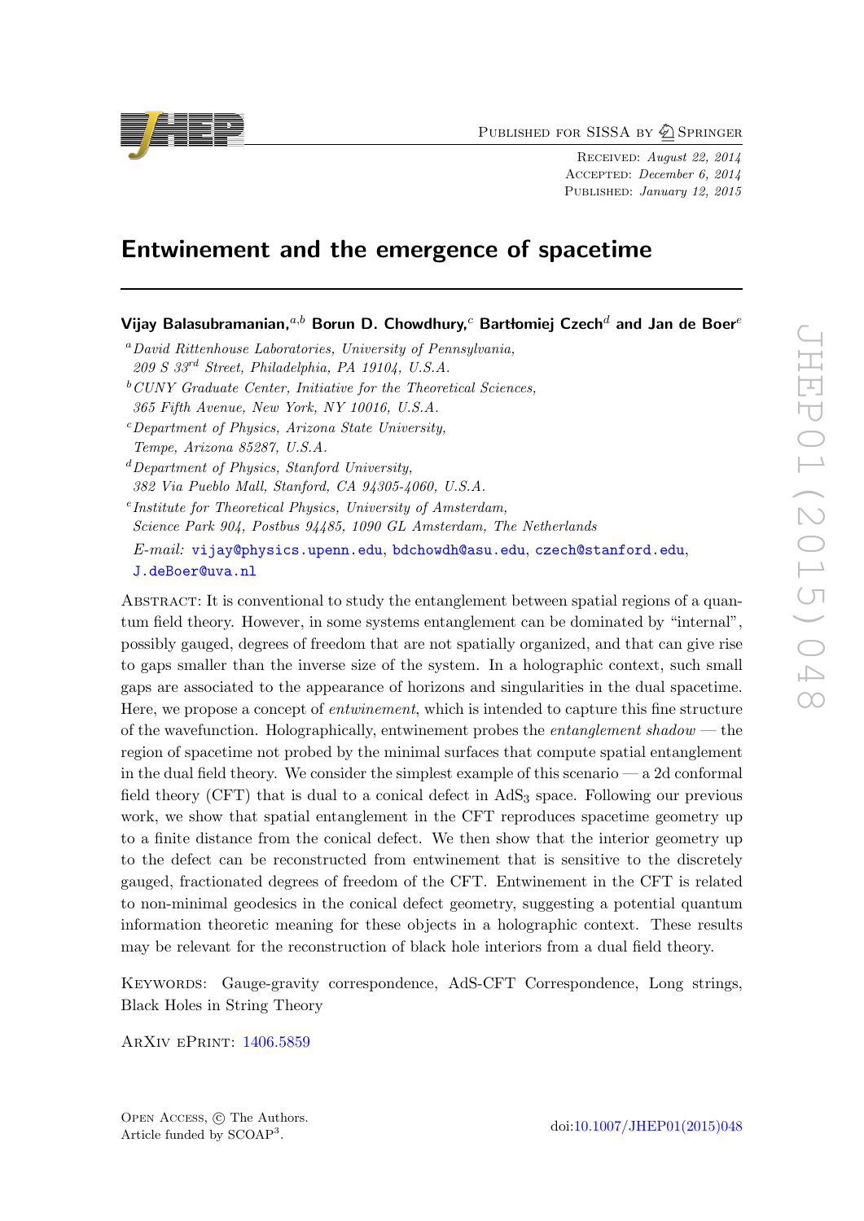# Entwinement and the emergence of spacetime

**Vijay Balasubramanian,**[a,b] **Borun D. Chowdhury,**[c] **Bartłomiej Czech**[d] **and Jan de Boer**[e]

[a] *David Rittenhouse Laboratories, University of Pennsylvania, 209 S 33[rd] Street, Philadelphia, PA 19104, U.S.A.*

[b] *CUNY Graduate Center, Initiative for the Theoretical Sciences, 365 Fifth Avenue, New York, NY 10016, U.S.A.*

[c] *Department of Physics, Arizona State University, Tempe, Arizona 85287, U.S.A.*

[d] *Department of Physics, Stanford University, 382 Via Pueblo Mall, Stanford, CA 94305-4060, U.S.A.*

[e] *Institute for Theoretical Physics, University of Amsterdam, Science Park 904, Postbus 94485, 1090 GL Amsterdam, The Netherlands*

*E-mail:* vijay@physics.upenn.edu, bdchowdh@asu.edu, czech@stanford.edu, J.deBoer@uva.nl

Abstract: It is conventional to study the entanglement between spatial regions of a quantum field theory. However, in some systems entanglement can be dominated by "internal", possibly gauged, degrees of freedom that are not spatially organized, and that can give rise to gaps smaller than the inverse size of the system. In a holographic context, such small gaps are associated to the appearance of horizons and singularities in the dual spacetime. Here, we propose a concept of *entwinement*, which is intended to capture this fine structure of the wavefunction. Holographically, entwinement probes the *entanglement shadow* — the region of spacetime not probed by the minimal surfaces that compute spatial entanglement in the dual field theory. We consider the simplest example of this scenario — a 2d conformal field theory (CFT) that is dual to a conical defect in $\mathrm{AdS}_3$ space. Following our previous work, we show that spatial entanglement in the CFT reproduces spacetime geometry up to a finite distance from the conical defect. We then show that the interior geometry up to the defect can be reconstructed from entwinement that is sensitive to the discretely gauged, fractionated degrees of freedom of the CFT. Entwinement in the CFT is related to non-minimal geodesics in the conical defect geometry, suggesting a potential quantum information theoretic meaning for these objects in a holographic context. These results may be relevant for the reconstruction of black hole interiors from a dual field theory.

Keywords: Gauge-gravity correspondence, AdS-CFT Correspondence, Long strings, Black Holes in String Theory

ArXiv ePrint: 1406.5859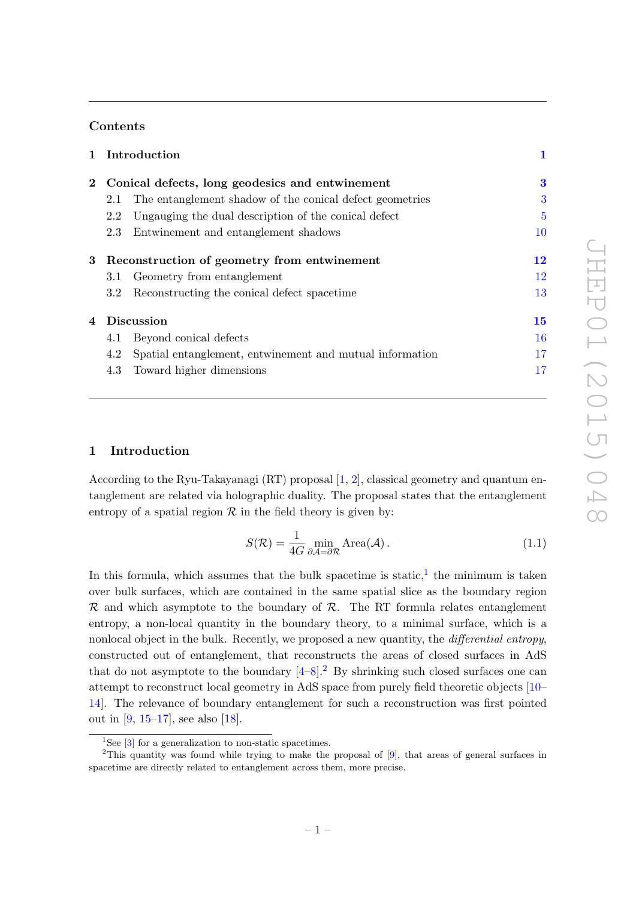## Contents

| | | |
|---|---|---|
| **1** | **Introduction** | **1** |
| **2** | **Conical defects, long geodesics and entwinement** | **3** |
| | 2.1 The entanglement shadow of the conical defect geometries | 3 |
| | 2.2 Ungauging the dual description of the conical defect | 5 |
| | 2.3 Entwinement and entanglement shadows | 10 |
| **3** | **Reconstruction of geometry from entwinement** | **12** |
| | 3.1 Geometry from entanglement | 12 |
| | 3.2 Reconstructing the conical defect spacetime | 13 |
| **4** | **Discussion** | **15** |
| | 4.1 Beyond conical defects | 16 |
| | 4.2 Spatial entanglement, entwinement and mutual information | 17 |
| | 4.3 Toward higher dimensions | 17 |

# 1 Introduction

According to the Ryu-Takayanagi (RT) proposal [1, 2], classical geometry and quantum entanglement are related via holographic duality. The proposal states that the entanglement entropy of a spatial region $\mathcal{R}$ in the field theory is given by:

$$S(\mathcal{R}) = \frac{1}{4G} \min_{\partial\mathcal{A}=\partial\mathcal{R}} \text{Area}(\mathcal{A})\,. \tag{1.1}$$

In this formula, which assumes that the bulk spacetime is static,[1] the minimum is taken over bulk surfaces, which are contained in the same spatial slice as the boundary region $\mathcal{R}$ and which asymptote to the boundary of $\mathcal{R}$. The RT formula relates entanglement entropy, a non-local quantity in the boundary theory, to a minimal surface, which is a nonlocal object in the bulk. Recently, we proposed a new quantity, the *differential entropy*, constructed out of entanglement, that reconstructs the areas of closed surfaces in AdS that do not asymptote to the boundary [4–8].[2] By shrinking such closed surfaces one can attempt to reconstruct local geometry in AdS space from purely field theoretic objects [10–14]. The relevance of boundary entanglement for such a reconstruction was first pointed out in [9, 15–17], see also [18].

[1] See [3] for a generalization to non-static spacetimes.

[2] This quantity was found while trying to make the proposal of [9], that areas of general surfaces in spacetime are directly related to entanglement across them, more precise.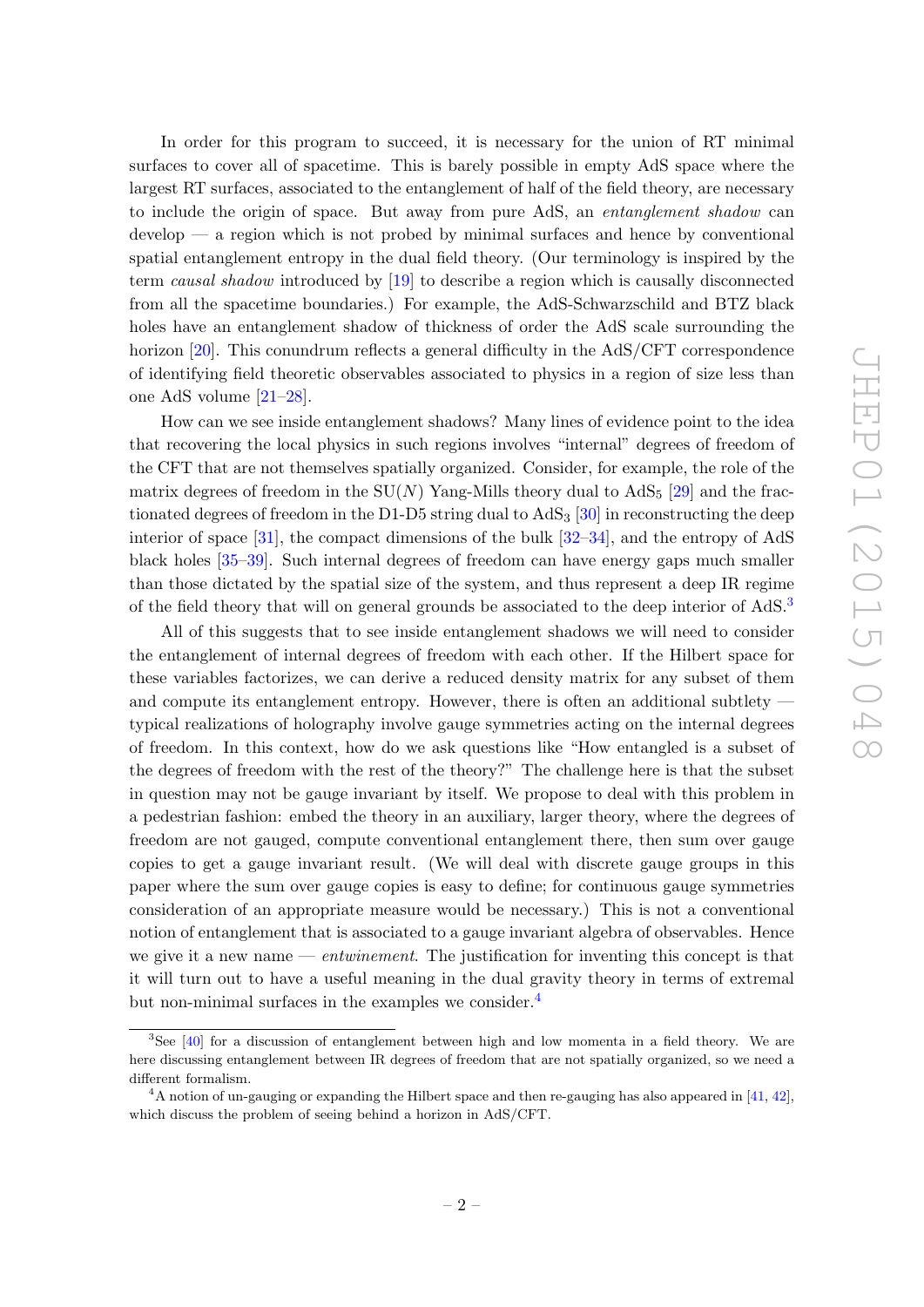In order for this program to succeed, it is necessary for the union of RT minimal surfaces to cover all of spacetime. This is barely possible in empty AdS space where the largest RT surfaces, associated to the entanglement of half of the field theory, are necessary to include the origin of space. But away from pure AdS, an *entanglement shadow* can develop — a region which is not probed by minimal surfaces and hence by conventional spatial entanglement entropy in the dual field theory. (Our terminology is inspired by the term *causal shadow* introduced by [19] to describe a region which is causally disconnected from all the spacetime boundaries.) For example, the AdS-Schwarzschild and BTZ black holes have an entanglement shadow of thickness of order the AdS scale surrounding the horizon [20]. This conundrum reflects a general difficulty in the AdS/CFT correspondence of identifying field theoretic observables associated to physics in a region of size less than one AdS volume [21–28].

How can we see inside entanglement shadows? Many lines of evidence point to the idea that recovering the local physics in such regions involves "internal" degrees of freedom of the CFT that are not themselves spatially organized. Consider, for example, the role of the matrix degrees of freedom in the SU($N$) Yang-Mills theory dual to $AdS_5$ [29] and the fractionated degrees of freedom in the D1-D5 string dual to $AdS_3$ [30] in reconstructing the deep interior of space [31], the compact dimensions of the bulk [32–34], and the entropy of AdS black holes [35–39]. Such internal degrees of freedom can have energy gaps much smaller than those dictated by the spatial size of the system, and thus represent a deep IR regime of the field theory that will on general grounds be associated to the deep interior of AdS.[3]

All of this suggests that to see inside entanglement shadows we will need to consider the entanglement of internal degrees of freedom with each other. If the Hilbert space for these variables factorizes, we can derive a reduced density matrix for any subset of them and compute its entanglement entropy. However, there is often an additional subtlety — typical realizations of holography involve gauge symmetries acting on the internal degrees of freedom. In this context, how do we ask questions like "How entangled is a subset of the degrees of freedom with the rest of the theory?" The challenge here is that the subset in question may not be gauge invariant by itself. We propose to deal with this problem in a pedestrian fashion: embed the theory in an auxiliary, larger theory, where the degrees of freedom are not gauged, compute conventional entanglement there, then sum over gauge copies to get a gauge invariant result. (We will deal with discrete gauge groups in this paper where the sum over gauge copies is easy to define; for continuous gauge symmetries consideration of an appropriate measure would be necessary.) This is not a conventional notion of entanglement that is associated to a gauge invariant algebra of observables. Hence we give it a new name — *entwinement*. The justification for inventing this concept is that it will turn out to have a useful meaning in the dual gravity theory in terms of extremal but non-minimal surfaces in the examples we consider.[4]

---

[3] See [40] for a discussion of entanglement between high and low momenta in a field theory. We are here discussing entanglement between IR degrees of freedom that are not spatially organized, so we need a different formalism.

[4] A notion of un-gauging or expanding the Hilbert space and then re-gauging has also appeared in [41, 42], which discuss the problem of seeing behind a horizon in AdS/CFT.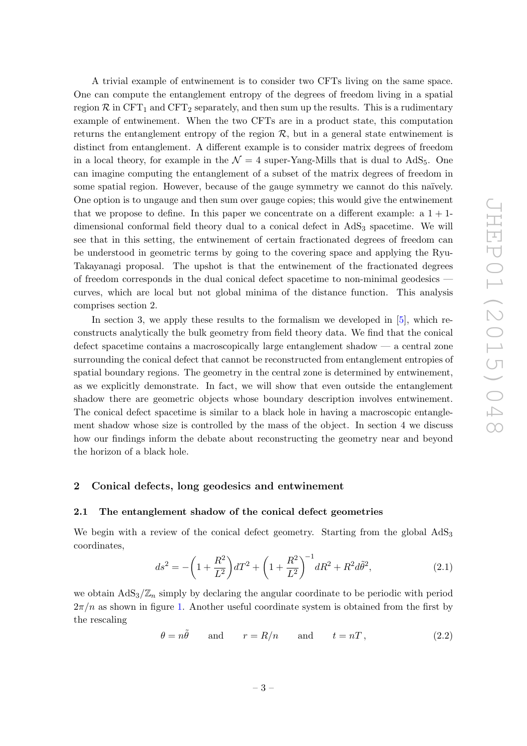A trivial example of entwinement is to consider two CFTs living on the same space. One can compute the entanglement entropy of the degrees of freedom living in a spatial region $\mathcal{R}$ in $\text{CFT}_1$ and $\text{CFT}_2$ separately, and then sum up the results. This is a rudimentary example of entwinement. When the two CFTs are in a product state, this computation returns the entanglement entropy of the region $\mathcal{R}$, but in a general state entwinement is distinct from entanglement. A different example is to consider matrix degrees of freedom in a local theory, for example in the $\mathcal{N} = 4$ super-Yang-Mills that is dual to $\text{AdS}_5$. One can imagine computing the entanglement of a subset of the matrix degrees of freedom in some spatial region. However, because of the gauge symmetry we cannot do this naïvely. One option is to ungauge and then sum over gauge copies; this would give the entwinement that we propose to define. In this paper we concentrate on a different example: a 1 + 1-dimensional conformal field theory dual to a conical defect in $\text{AdS}_3$ spacetime. We will see that in this setting, the entwinement of certain fractionated degrees of freedom can be understood in geometric terms by going to the covering space and applying the Ryu-Takayanagi proposal. The upshot is that the entwinement of the fractionated degrees of freedom corresponds in the dual conical defect spacetime to non-minimal geodesics — curves, which are local but not global minima of the distance function. This analysis comprises section 2.

In section 3, we apply these results to the formalism we developed in [5], which reconstructs analytically the bulk geometry from field theory data. We find that the conical defect spacetime contains a macroscopically large entanglement shadow — a central zone surrounding the conical defect that cannot be reconstructed from entanglement entropies of spatial boundary regions. The geometry in the central zone is determined by entwinement, as we explicitly demonstrate. In fact, we will show that even outside the entanglement shadow there are geometric objects whose boundary description involves entwinement. The conical defect spacetime is similar to a black hole in having a macroscopic entanglement shadow whose size is controlled by the mass of the object. In section 4 we discuss how our findings inform the debate about reconstructing the geometry near and beyond the horizon of a black hole.

## 2 Conical defects, long geodesics and entwinement

### 2.1 The entanglement shadow of the conical defect geometries

We begin with a review of the conical defect geometry. Starting from the global $\text{AdS}_3$ coordinates,

$$ds^2 = -\left(1 + \frac{R^2}{L^2}\right)dT^2 + \left(1 + \frac{R^2}{L^2}\right)^{-1} dR^2 + R^2 d\tilde{\theta}^2, \tag{2.1}$$

we obtain $\text{AdS}_3/\mathbb{Z}_n$ simply by declaring the angular coordinate to be periodic with period $2\pi/n$ as shown in figure 1. Another useful coordinate system is obtained from the first by the rescaling

$$\theta = n\tilde{\theta} \qquad \text{and} \qquad r = R/n \qquad \text{and} \qquad t = nT\,, \tag{2.2}$$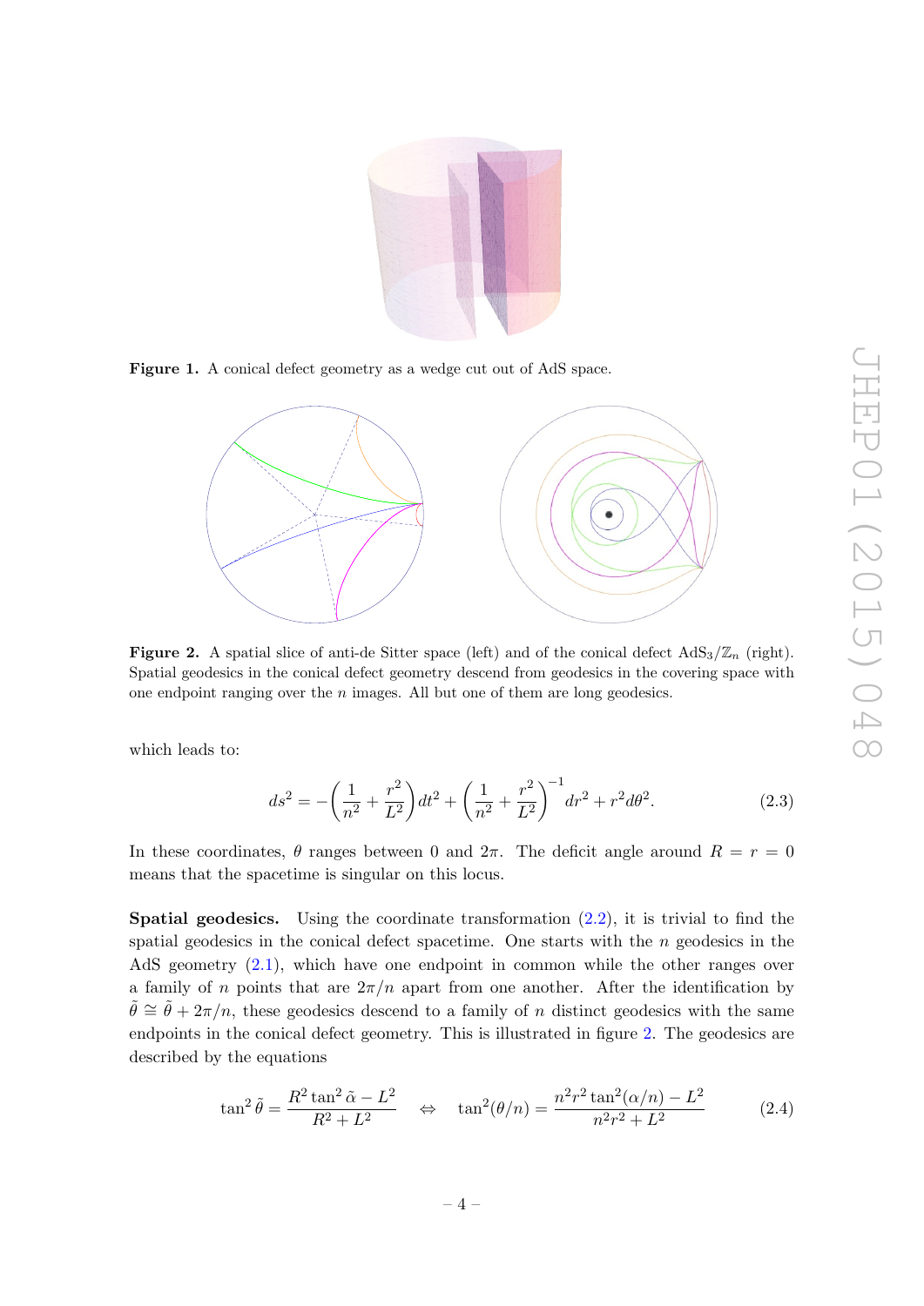**Figure 1.** A conical defect geometry as a wedge cut out of AdS space.

**Figure 2.** A spatial slice of anti-de Sitter space (left) and of the conical defect $\mathrm{AdS}_3/\mathbb{Z}_n$ (right). Spatial geodesics in the conical defect geometry descend from geodesics in the covering space with one endpoint ranging over the $n$ images. All but one of them are long geodesics.

which leads to:

$$ds^2 = -\left(\frac{1}{n^2} + \frac{r^2}{L^2}\right)dt^2 + \left(\frac{1}{n^2} + \frac{r^2}{L^2}\right)^{-1} dr^2 + r^2 d\theta^2. \tag{2.3}$$

In these coordinates, $\theta$ ranges between 0 and $2\pi$. The deficit angle around $R = r = 0$ means that the spacetime is singular on this locus.

**Spatial geodesics.** Using the coordinate transformation (2.2), it is trivial to find the spatial geodesics in the conical defect spacetime. One starts with the $n$ geodesics in the AdS geometry (2.1), which have one endpoint in common while the other ranges over a family of $n$ points that are $2\pi/n$ apart from one another. After the identification by $\tilde{\theta} \cong \tilde{\theta} + 2\pi/n$, these geodesics descend to a family of $n$ distinct geodesics with the same endpoints in the conical defect geometry. This is illustrated in figure 2. The geodesics are described by the equations

$$\tan^2 \tilde{\theta} = \frac{R^2 \tan^2 \tilde{\alpha} - L^2}{R^2 + L^2} \quad \Leftrightarrow \quad \tan^2(\theta/n) = \frac{n^2 r^2 \tan^2(\alpha/n) - L^2}{n^2 r^2 + L^2} \tag{2.4}$$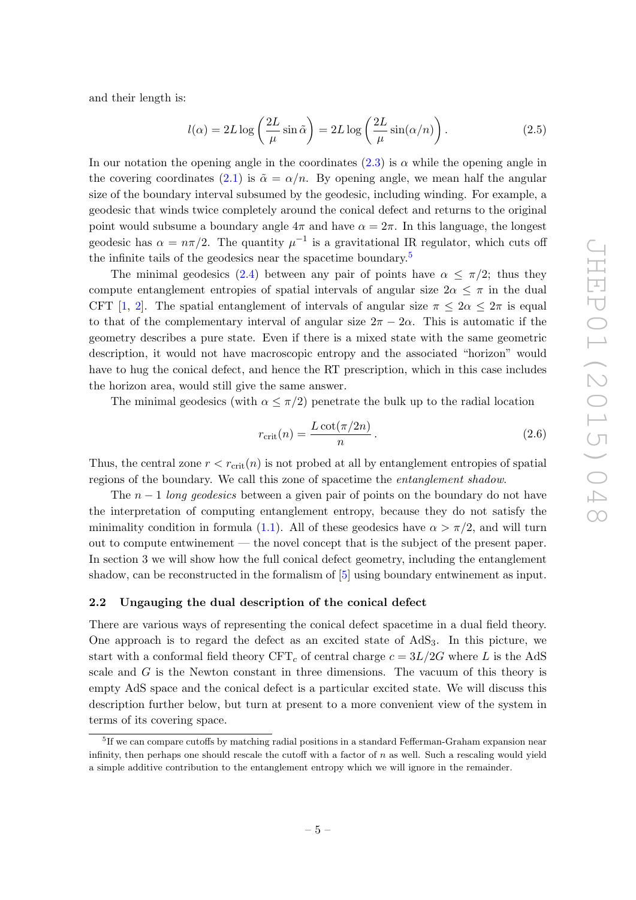and their length is:

$$l(\alpha) = 2L \log\left(\frac{2L}{\mu}\sin\tilde{\alpha}\right) = 2L\log\left(\frac{2L}{\mu}\sin(\alpha/n)\right). \tag{2.5}$$

In our notation the opening angle in the coordinates (2.3) is $\alpha$ while the opening angle in the covering coordinates (2.1) is $\tilde{\alpha} = \alpha/n$. By opening angle, we mean half the angular size of the boundary interval subsumed by the geodesic, including winding. For example, a geodesic that winds twice completely around the conical defect and returns to the original point would subsume a boundary angle $4\pi$ and have $\alpha = 2\pi$. In this language, the longest geodesic has $\alpha = n\pi/2$. The quantity $\mu^{-1}$ is a gravitational IR regulator, which cuts off the infinite tails of the geodesics near the spacetime boundary.[5]

The minimal geodesics (2.4) between any pair of points have $\alpha \leq \pi/2$; thus they compute entanglement entropies of spatial intervals of angular size $2\alpha \leq \pi$ in the dual CFT [1, 2]. The spatial entanglement of intervals of angular size $\pi \leq 2\alpha \leq 2\pi$ is equal to that of the complementary interval of angular size $2\pi - 2\alpha$. This is automatic if the geometry describes a pure state. Even if there is a mixed state with the same geometric description, it would not have macroscopic entropy and the associated "horizon" would have to hug the conical defect, and hence the RT prescription, which in this case includes the horizon area, would still give the same answer.

The minimal geodesics (with $\alpha \leq \pi/2$) penetrate the bulk up to the radial location

$$r_{\rm crit}(n) = \frac{L\cot(\pi/2n)}{n}. \tag{2.6}$$

Thus, the central zone $r < r_{\rm crit}(n)$ is not probed at all by entanglement entropies of spatial regions of the boundary. We call this zone of spacetime the *entanglement shadow*.

The $n-1$ *long geodesics* between a given pair of points on the boundary do not have the interpretation of computing entanglement entropy, because they do not satisfy the minimality condition in formula (1.1). All of these geodesics have $\alpha > \pi/2$, and will turn out to compute entwinement — the novel concept that is the subject of the present paper. In section 3 we will show how the full conical defect geometry, including the entanglement shadow, can be reconstructed in the formalism of [5] using boundary entwinement as input.

### 2.2 Ungauging the dual description of the conical defect

There are various ways of representing the conical defect spacetime in a dual field theory. One approach is to regard the defect as an excited state of $\mathrm{AdS}_3$. In this picture, we start with a conformal field theory $\mathrm{CFT}_c$ of central charge $c = 3L/2G$ where $L$ is the AdS scale and $G$ is the Newton constant in three dimensions. The vacuum of this theory is empty AdS space and the conical defect is a particular excited state. We will discuss this description further below, but turn at present to a more convenient view of the system in terms of its covering space.

---

[5] If we can compare cutoffs by matching radial positions in a standard Fefferman-Graham expansion near infinity, then perhaps one should rescale the cutoff with a factor of $n$ as well. Such a rescaling would yield a simple additive contribution to the entanglement entropy which we will ignore in the remainder.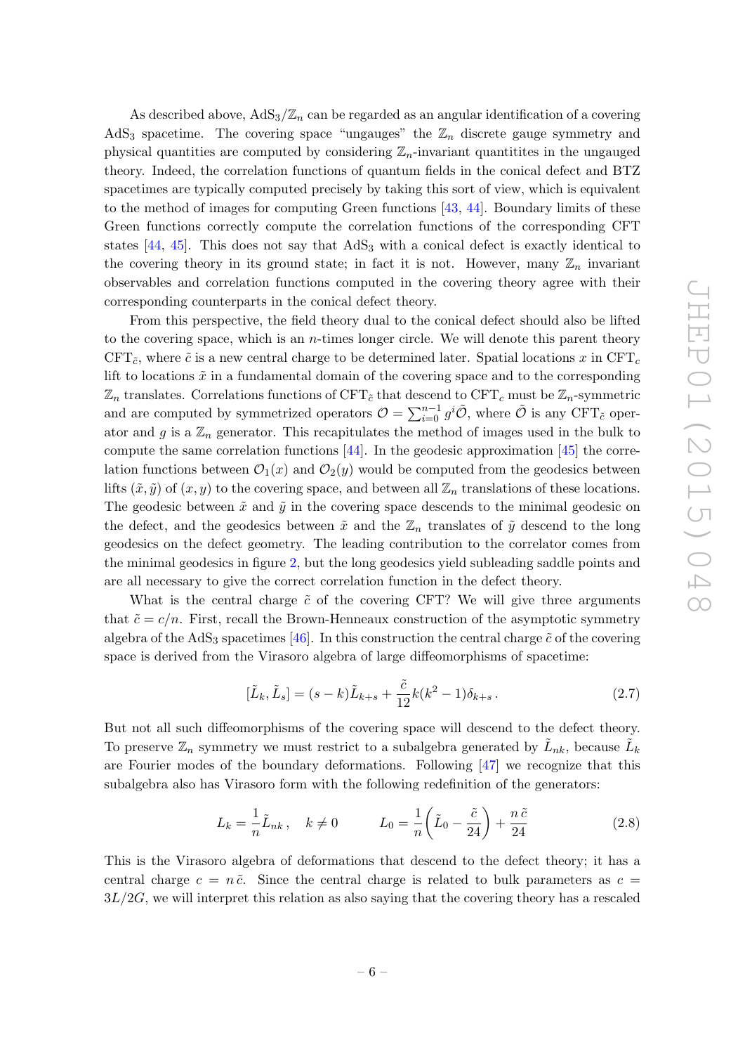As described above, $\mathrm{AdS}_3/\mathbb{Z}_n$ can be regarded as an angular identification of a covering $\mathrm{AdS}_3$ spacetime. The covering space "ungauges" the $\mathbb{Z}_n$ discrete gauge symmetry and physical quantities are computed by considering $\mathbb{Z}_n$-invariant quantitites in the ungauged theory. Indeed, the correlation functions of quantum fields in the conical defect and BTZ spacetimes are typically computed precisely by taking this sort of view, which is equivalent to the method of images for computing Green functions [43, 44]. Boundary limits of these Green functions correctly compute the correlation functions of the corresponding CFT states [44, 45]. This does not say that $\mathrm{AdS}_3$ with a conical defect is exactly identical to the covering theory in its ground state; in fact it is not. However, many $\mathbb{Z}_n$ invariant observables and correlation functions computed in the covering theory agree with their corresponding counterparts in the conical defect theory.

From this perspective, the field theory dual to the conical defect should also be lifted to the covering space, which is an $n$-times longer circle. We will denote this parent theory $\mathrm{CFT}_{\tilde{c}}$, where $\tilde{c}$ is a new central charge to be determined later. Spatial locations $x$ in $\mathrm{CFT}_c$ lift to locations $\tilde{x}$ in a fundamental domain of the covering space and to the corresponding $\mathbb{Z}_n$ translates. Correlations functions of $\mathrm{CFT}_{\tilde{c}}$ that descend to $\mathrm{CFT}_c$ must be $\mathbb{Z}_n$-symmetric and are computed by symmetrized operators $\mathcal{O} = \sum_{i=0}^{n-1} g^i \tilde{\mathcal{O}}$, where $\tilde{\mathcal{O}}$ is any $\mathrm{CFT}_{\tilde{c}}$ operator and $g$ is a $\mathbb{Z}_n$ generator. This recapitulates the method of images used in the bulk to compute the same correlation functions [44]. In the geodesic approximation [45] the correlation functions between $\mathcal{O}_1(x)$ and $\mathcal{O}_2(y)$ would be computed from the geodesics between lifts $(\tilde{x}, \tilde{y})$ of $(x, y)$ to the covering space, and between all $\mathbb{Z}_n$ translations of these locations. The geodesic between $\tilde{x}$ and $\tilde{y}$ in the covering space descends to the minimal geodesic on the defect, and the geodesics between $\tilde{x}$ and the $\mathbb{Z}_n$ translates of $\tilde{y}$ descend to the long geodesics on the defect geometry. The leading contribution to the correlator comes from the minimal geodesics in figure 2, but the long geodesics yield subleading saddle points and are all necessary to give the correct correlation function in the defect theory.

What is the central charge $\tilde{c}$ of the covering CFT? We will give three arguments that $\tilde{c} = c/n$. First, recall the Brown-Henneaux construction of the asymptotic symmetry algebra of the $\mathrm{AdS}_3$ spacetimes [46]. In this construction the central charge $\tilde{c}$ of the covering space is derived from the Virasoro algebra of large diffeomorphisms of spacetime:

$$[\tilde{L}_k, \tilde{L}_s] = (s-k)\tilde{L}_{k+s} + \frac{\tilde{c}}{12} k(k^2-1)\delta_{k+s}\,. \tag{2.7}$$

But not all such diffeomorphisms of the covering space will descend to the defect theory. To preserve $\mathbb{Z}_n$ symmetry we must restrict to a subalgebra generated by $\tilde{L}_{nk}$, because $\tilde{L}_k$ are Fourier modes of the boundary deformations. Following [47] we recognize that this subalgebra also has Virasoro form with the following redefinition of the generators:

$$L_k = \frac{1}{n}\tilde{L}_{nk}\,, \quad k \neq 0 \qquad\qquad L_0 = \frac{1}{n}\left(\tilde{L}_0 - \frac{\tilde{c}}{24}\right) + \frac{n\,\tilde{c}}{24} \tag{2.8}$$

This is the Virasoro algebra of deformations that descend to the defect theory; it has a central charge $c = n\,\tilde{c}$. Since the central charge is related to bulk parameters as $c = 3L/2G$, we will interpret this relation as also saying that the covering theory has a rescaled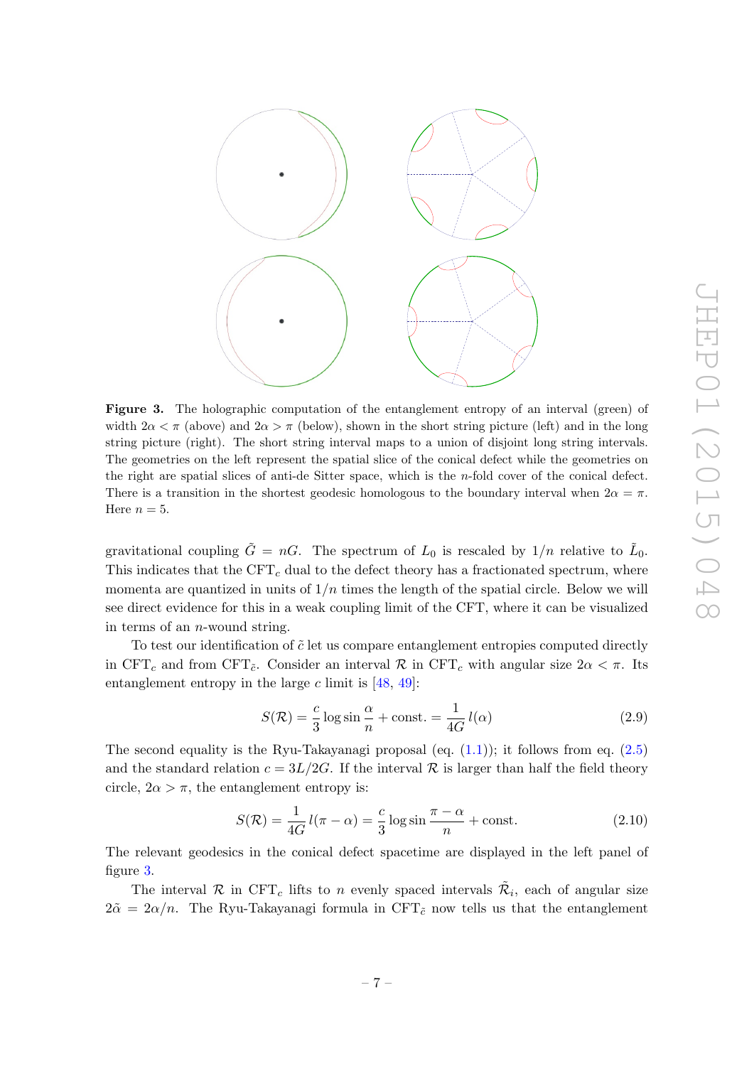**Figure 3.** The holographic computation of the entanglement entropy of an interval (green) of width $2\alpha < \pi$ (above) and $2\alpha > \pi$ (below), shown in the short string picture (left) and in the long string picture (right). The short string interval maps to a union of disjoint long string intervals. The geometries on the left represent the spatial slice of the conical defect while the geometries on the right are spatial slices of anti-de Sitter space, which is the $n$-fold cover of the conical defect. There is a transition in the shortest geodesic homologous to the boundary interval when $2\alpha = \pi$. Here $n = 5$.

gravitational coupling $\tilde{G} = nG$. The spectrum of $L_0$ is rescaled by $1/n$ relative to $\tilde{L}_0$. This indicates that the CFT$_c$ dual to the defect theory has a fractionated spectrum, where momenta are quantized in units of $1/n$ times the length of the spatial circle. Below we will see direct evidence for this in a weak coupling limit of the CFT, where it can be visualized in terms of an $n$-wound string.

To test our identification of $\tilde{c}$ let us compare entanglement entropies computed directly in CFT$_c$ and from CFT$_{\tilde{c}}$. Consider an interval $\mathcal{R}$ in CFT$_c$ with angular size $2\alpha < \pi$. Its entanglement entropy in the large $c$ limit is [48, 49]:

$$S(\mathcal{R}) = \frac{c}{3} \log \sin \frac{\alpha}{n} + \text{const.} = \frac{1}{4G} l(\alpha) \tag{2.9}$$

The second equality is the Ryu-Takayanagi proposal (eq. (1.1)); it follows from eq. (2.5) and the standard relation $c = 3L/2G$. If the interval $\mathcal{R}$ is larger than half the field theory circle, $2\alpha > \pi$, the entanglement entropy is:

$$S(\mathcal{R}) = \frac{1}{4G} l(\pi - \alpha) = \frac{c}{3} \log \sin \frac{\pi - \alpha}{n} + \text{const.} \tag{2.10}$$

The relevant geodesics in the conical defect spacetime are displayed in the left panel of figure 3.

The interval $\mathcal{R}$ in CFT$_c$ lifts to $n$ evenly spaced intervals $\tilde{\mathcal{R}}_i$, each of angular size $2\tilde{\alpha} = 2\alpha/n$. The Ryu-Takayanagi formula in CFT$_{\tilde{c}}$ now tells us that the entanglement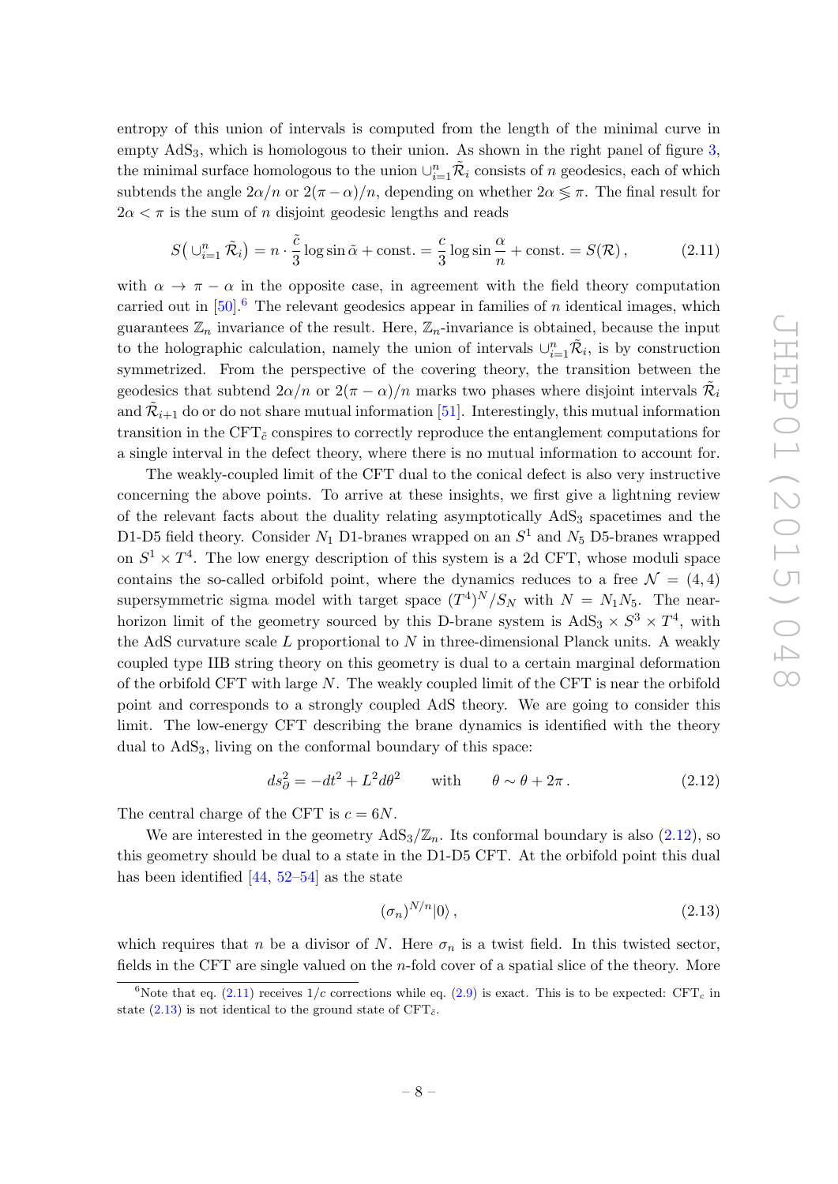entropy of this union of intervals is computed from the length of the minimal curve in empty $\text{AdS}_3$, which is homologous to their union. As shown in the right panel of figure 3, the minimal surface homologous to the union $\cup_{i=1}^{n} \tilde{\mathcal{R}}_i$ consists of $n$ geodesics, each of which subtends the angle $2\alpha/n$ or $2(\pi - \alpha)/n$, depending on whether $2\alpha \lessgtr \pi$. The final result for $2\alpha < \pi$ is the sum of $n$ disjoint geodesic lengths and reads

$$S\big(\cup_{i=1}^{n} \tilde{\mathcal{R}}_i\big) = n \cdot \frac{\tilde{c}}{3} \log \sin \tilde{\alpha} + \text{const.} = \frac{c}{3} \log \sin \frac{\alpha}{n} + \text{const.} = S(\mathcal{R}) \,, \tag{2.11}$$

with $\alpha \to \pi - \alpha$ in the opposite case, in agreement with the field theory computation carried out in [50].[6] The relevant geodesics appear in families of $n$ identical images, which guarantees $\mathbb{Z}_n$ invariance of the result. Here, $\mathbb{Z}_n$-invariance is obtained, because the input to the holographic calculation, namely the union of intervals $\cup_{i=1}^{n} \tilde{\mathcal{R}}_i$, is by construction symmetrized. From the perspective of the covering theory, the transition between the geodesics that subtend $2\alpha/n$ or $2(\pi - \alpha)/n$ marks two phases where disjoint intervals $\tilde{\mathcal{R}}_i$ and $\tilde{\mathcal{R}}_{i+1}$ do or do not share mutual information [51]. Interestingly, this mutual information transition in the $\text{CFT}_{\tilde{c}}$ conspires to correctly reproduce the entanglement computations for a single interval in the defect theory, where there is no mutual information to account for.

The weakly-coupled limit of the CFT dual to the conical defect is also very instructive concerning the above points. To arrive at these insights, we first give a lightning review of the relevant facts about the duality relating asymptotically $\text{AdS}_3$ spacetimes and the D1-D5 field theory. Consider $N_1$ D1-branes wrapped on an $S^1$ and $N_5$ D5-branes wrapped on $S^1 \times T^4$. The low energy description of this system is a 2d CFT, whose moduli space contains the so-called orbifold point, where the dynamics reduces to a free $\mathcal{N} = (4, 4)$ supersymmetric sigma model with target space $(T^4)^N/S_N$ with $N = N_1 N_5$. The near-horizon limit of the geometry sourced by this D-brane system is $\text{AdS}_3 \times S^3 \times T^4$, with the AdS curvature scale $L$ proportional to $N$ in three-dimensional Planck units. A weakly coupled type IIB string theory on this geometry is dual to a certain marginal deformation of the orbifold CFT with large $N$. The weakly coupled limit of the CFT is near the orbifold point and corresponds to a strongly coupled AdS theory. We are going to consider this limit. The low-energy CFT describing the brane dynamics is identified with the theory dual to $\text{AdS}_3$, living on the conformal boundary of this space:

$$ds^2_{\partial} = -dt^2 + L^2 d\theta^2 \qquad \text{with} \qquad \theta \sim \theta + 2\pi \,. \tag{2.12}$$

The central charge of the CFT is $c = 6N$.

We are interested in the geometry $\text{AdS}_3/\mathbb{Z}_n$. Its conformal boundary is also (2.12), so this geometry should be dual to a state in the D1-D5 CFT. At the orbifold point this dual has been identified [44, 52–54] as the state

$$(\sigma_n)^{N/n} |0\rangle \,, \tag{2.13}$$

which requires that $n$ be a divisor of $N$. Here $\sigma_n$ is a twist field. In this twisted sector, fields in the CFT are single valued on the $n$-fold cover of a spatial slice of the theory. More

[6] Note that eq. (2.11) receives $1/c$ corrections while eq. (2.9) is exact. This is to be expected: $\text{CFT}_c$ in state (2.13) is not identical to the ground state of $\text{CFT}_{\tilde{c}}$.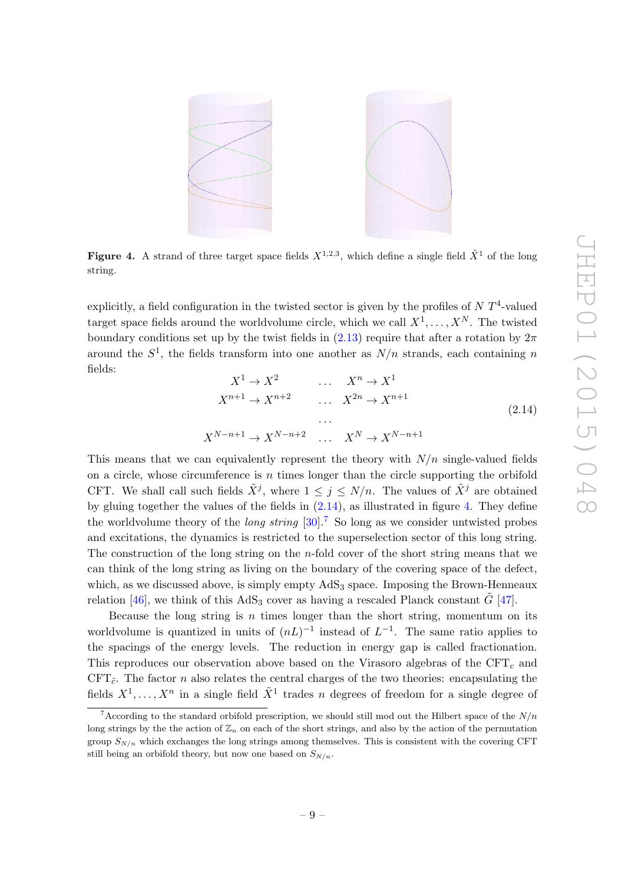**Figure 4.** A strand of three target space fields $X^{1,2,3}$, which define a single field $\tilde{X}^1$ of the long string.

explicitly, a field configuration in the twisted sector is given by the profiles of $N$ $T^4$-valued target space fields around the worldvolume circle, which we call $X^1, \ldots, X^N$. The twisted boundary conditions set up by the twist fields in (2.13) require that after a rotation by $2\pi$ around the $S^1$, the fields transform into one another as $N/n$ strands, each containing $n$ fields:

$$
\begin{array}{ccc}
X^1 \to X^2 & \ldots & X^n \to X^1 \\
X^{n+1} \to X^{n+2} & \ldots & X^{2n} \to X^{n+1} \\
& \ldots & \\
X^{N-n+1} \to X^{N-n+2} & \ldots & X^N \to X^{N-n+1}
\end{array}
\tag{2.14}
$$

This means that we can equivalently represent the theory with $N/n$ single-valued fields on a circle, whose circumference is $n$ times longer than the circle supporting the orbifold CFT. We shall call such fields $\tilde{X}^j$, where $1 \leq j \leq N/n$. The values of $\tilde{X}^j$ are obtained by gluing together the values of the fields in (2.14), as illustrated in figure 4. They define the worldvolume theory of the *long string* [30].[7] So long as we consider untwisted probes and excitations, the dynamics is restricted to the superselection sector of this long string. The construction of the long string on the $n$-fold cover of the short string means that we can think of the long string as living on the boundary of the covering space of the defect, which, as we discussed above, is simply empty $AdS_3$ space. Imposing the Brown-Henneaux relation [46], we think of this $AdS_3$ cover as having a rescaled Planck constant $\tilde{G}$ [47].

Because the long string is $n$ times longer than the short string, momentum on its worldvolume is quantized in units of $(nL)^{-1}$ instead of $L^{-1}$. The same ratio applies to the spacings of the energy levels. The reduction in energy gap is called fractionation. This reproduces our observation above based on the Virasoro algebras of the $\mathrm{CFT}_c$ and $\mathrm{CFT}_{\tilde{c}}$. The factor $n$ also relates the central charges of the two theories: encapsulating the fields $X^1, \ldots, X^n$ in a single field $\tilde{X}^1$ trades $n$ degrees of freedom for a single degree of

[7] According to the standard orbifold prescription, we should still mod out the Hilbert space of the $N/n$ long strings by the the action of $\mathbb{Z}_n$ on each of the short strings, and also by the action of the permutation group $S_{N/n}$ which exchanges the long strings among themselves. This is consistent with the covering CFT still being an orbifold theory, but now one based on $S_{N/n}$.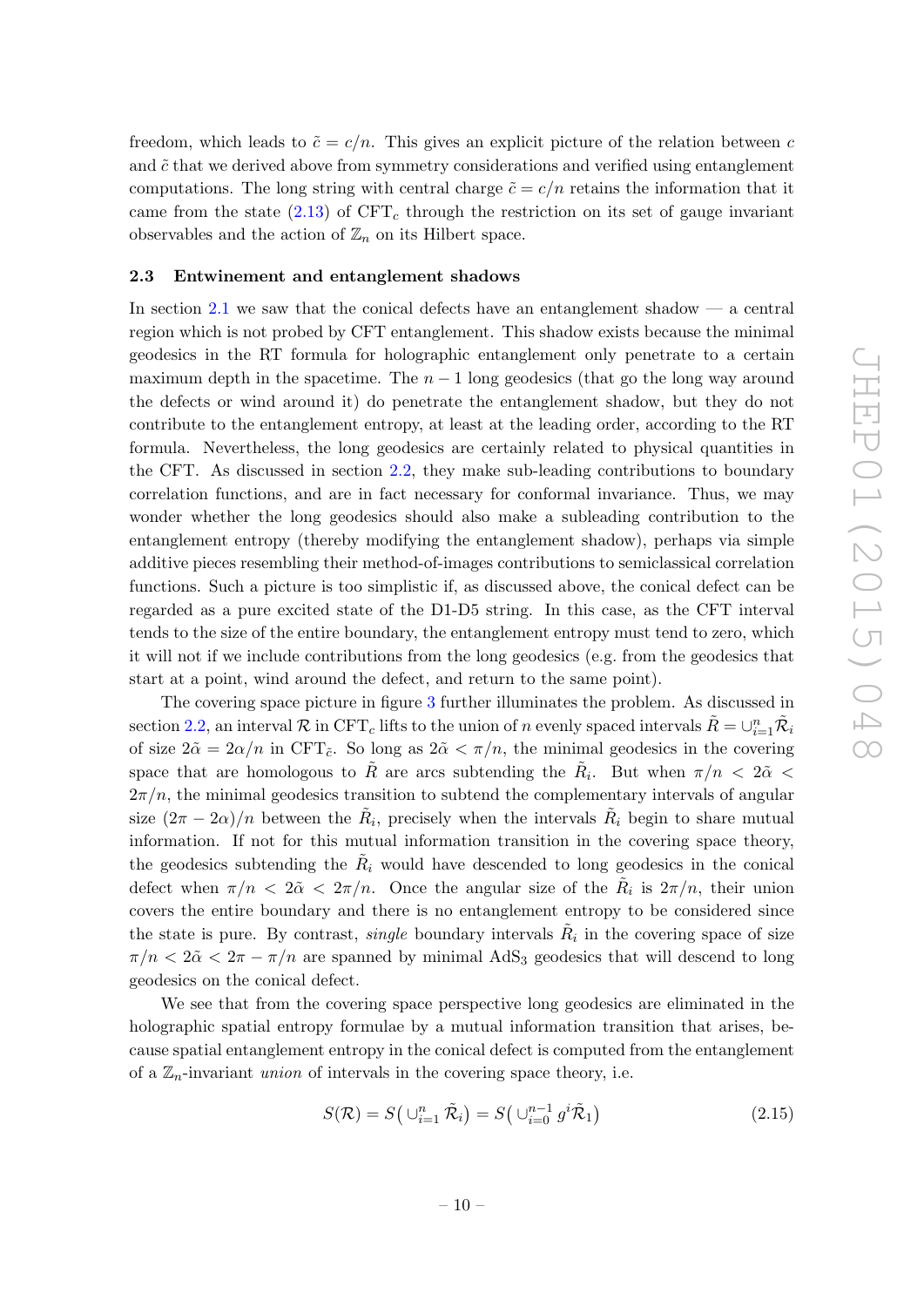freedom, which leads to $\tilde{c} = c/n$. This gives an explicit picture of the relation between $c$ and $\tilde{c}$ that we derived above from symmetry considerations and verified using entanglement computations. The long string with central charge $\tilde{c} = c/n$ retains the information that it came from the state (2.13) of $\text{CFT}_c$ through the restriction on its set of gauge invariant observables and the action of $\mathbb{Z}_n$ on its Hilbert space.

### 2.3 Entwinement and entanglement shadows

In section 2.1 we saw that the conical defects have an entanglement shadow — a central region which is not probed by CFT entanglement. This shadow exists because the minimal geodesics in the RT formula for holographic entanglement only penetrate to a certain maximum depth in the spacetime. The $n-1$ long geodesics (that go the long way around the defects or wind around it) do penetrate the entanglement shadow, but they do not contribute to the entanglement entropy, at least at the leading order, according to the RT formula. Nevertheless, the long geodesics are certainly related to physical quantities in the CFT. As discussed in section 2.2, they make sub-leading contributions to boundary correlation functions, and are in fact necessary for conformal invariance. Thus, we may wonder whether the long geodesics should also make a subleading contribution to the entanglement entropy (thereby modifying the entanglement shadow), perhaps via simple additive pieces resembling their method-of-images contributions to semiclassical correlation functions. Such a picture is too simplistic if, as discussed above, the conical defect can be regarded as a pure excited state of the D1-D5 string. In this case, as the CFT interval tends to the size of the entire boundary, the entanglement entropy must tend to zero, which it will not if we include contributions from the long geodesics (e.g. from the geodesics that start at a point, wind around the defect, and return to the same point).

The covering space picture in figure 3 further illuminates the problem. As discussed in section 2.2, an interval $\mathcal{R}$ in $\text{CFT}_c$ lifts to the union of $n$ evenly spaced intervals $\tilde{R} = \cup_{i=1}^{n} \tilde{\mathcal{R}}_i$ of size $2\tilde{\alpha} = 2\alpha/n$ in $\text{CFT}_{\tilde{c}}$. So long as $2\tilde{\alpha} < \pi/n$, the minimal geodesics in the covering space that are homologous to $\tilde{R}$ are arcs subtending the $\tilde{R}_i$. But when $\pi/n < 2\tilde{\alpha} < 2\pi/n$, the minimal geodesics transition to subtend the complementary intervals of angular size $(2\pi - 2\alpha)/n$ between the $\tilde{R}_i$, precisely when the intervals $\tilde{R}_i$ begin to share mutual information. If not for this mutual information transition in the covering space theory, the geodesics subtending the $\tilde{R}_i$ would have descended to long geodesics in the conical defect when $\pi/n < 2\tilde{\alpha} < 2\pi/n$. Once the angular size of the $\tilde{R}_i$ is $2\pi/n$, their union covers the entire boundary and there is no entanglement entropy to be considered since the state is pure. By contrast, *single* boundary intervals $\tilde{R}_i$ in the covering space of size $\pi/n < 2\tilde{\alpha} < 2\pi - \pi/n$ are spanned by minimal $\text{AdS}_3$ geodesics that will descend to long geodesics on the conical defect.

We see that from the covering space perspective long geodesics are eliminated in the holographic spatial entropy formulae by a mutual information transition that arises, because spatial entanglement entropy in the conical defect is computed from the entanglement of a $\mathbb{Z}_n$-invariant *union* of intervals in the covering space theory, i.e.

$$S(\mathcal{R}) = S\big( \cup_{i=1}^{n} \tilde{\mathcal{R}}_i \big) = S\big( \cup_{i=0}^{n-1} g^i \tilde{\mathcal{R}}_1 \big) \tag{2.15}$$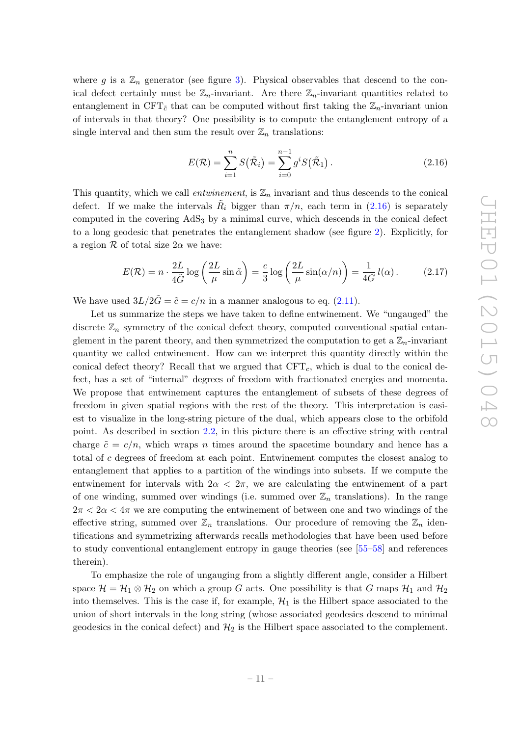where $g$ is a $\mathbb{Z}_n$ generator (see figure 3). Physical observables that descend to the conical defect certainly must be $\mathbb{Z}_n$-invariant. Are there $\mathbb{Z}_n$-invariant quantities related to entanglement in CFT$_{\tilde{c}}$ that can be computed without first taking the $\mathbb{Z}_n$-invariant union of intervals in that theory? One possibility is to compute the entanglement entropy of a single interval and then sum the result over $\mathbb{Z}_n$ translations:

$$E(\mathcal{R}) = \sum_{i=1}^{n} S(\tilde{\mathcal{R}}_i) = \sum_{i=0}^{n-1} g^i S(\tilde{\mathcal{R}}_1)\,. \tag{2.16}$$

This quantity, which we call *entwinement*, is $\mathbb{Z}_n$ invariant and thus descends to the conical defect. If we make the intervals $\tilde{R}_i$ bigger than $\pi/n$, each term in (2.16) is separately computed in the covering AdS$_3$ by a minimal curve, which descends in the conical defect to a long geodesic that penetrates the entanglement shadow (see figure 2). Explicitly, for a region $\mathcal{R}$ of total size $2\alpha$ we have:

$$E(\mathcal{R}) = n \cdot \frac{2L}{4\tilde{G}} \log\left(\frac{2L}{\mu}\sin\tilde{\alpha}\right) = \frac{c}{3}\log\left(\frac{2L}{\mu}\sin(\alpha/n)\right) = \frac{1}{4G}\,l(\alpha)\,. \tag{2.17}$$

We have used $3L/2\tilde{G} = \tilde{c} = c/n$ in a manner analogous to eq. (2.11).

Let us summarize the steps we have taken to define entwinement. We "ungauged" the discrete $\mathbb{Z}_n$ symmetry of the conical defect theory, computed conventional spatial entanglement in the parent theory, and then symmetrized the computation to get a $\mathbb{Z}_n$-invariant quantity we called entwinement. How can we interpret this quantity directly within the conical defect theory? Recall that we argued that CFT$_c$, which is dual to the conical defect, has a set of "internal" degrees of freedom with fractionated energies and momenta. We propose that entwinement captures the entanglement of subsets of these degrees of freedom in given spatial regions with the rest of the theory. This interpretation is easiest to visualize in the long-string picture of the dual, which appears close to the orbifold point. As described in section 2.2, in this picture there is an effective string with central charge $\tilde{c} = c/n$, which wraps $n$ times around the spacetime boundary and hence has a total of $c$ degrees of freedom at each point. Entwinement computes the closest analog to entanglement that applies to a partition of the windings into subsets. If we compute the entwinement for intervals with $2\alpha < 2\pi$, we are calculating the entwinement of a part of one winding, summed over windings (i.e. summed over $\mathbb{Z}_n$ translations). In the range $2\pi < 2\alpha < 4\pi$ we are computing the entwinement of between one and two windings of the effective string, summed over $\mathbb{Z}_n$ translations. Our procedure of removing the $\mathbb{Z}_n$ identifications and symmetrizing afterwards recalls methodologies that have been used before to study conventional entanglement entropy in gauge theories (see [55–58] and references therein).

To emphasize the role of ungauging from a slightly different angle, consider a Hilbert space $\mathcal{H} = \mathcal{H}_1 \otimes \mathcal{H}_2$ on which a group $G$ acts. One possibility is that $G$ maps $\mathcal{H}_1$ and $\mathcal{H}_2$ into themselves. This is the case if, for example, $\mathcal{H}_1$ is the Hilbert space associated to the union of short intervals in the long string (whose associated geodesics descend to minimal geodesics in the conical defect) and $\mathcal{H}_2$ is the Hilbert space associated to the complement.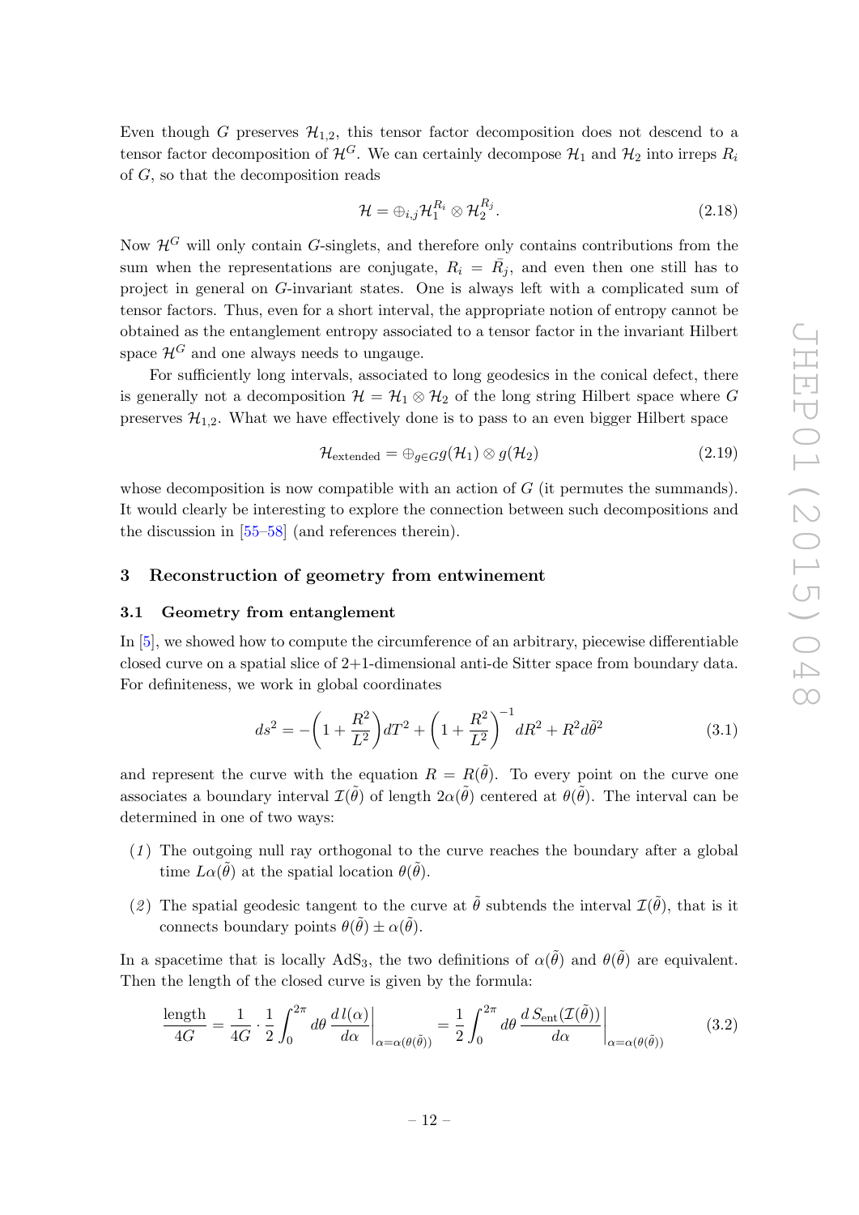Even though $G$ preserves $\mathcal{H}_{1,2}$, this tensor factor decomposition does not descend to a tensor factor decomposition of $\mathcal{H}^G$. We can certainly decompose $\mathcal{H}_1$ and $\mathcal{H}_2$ into irreps $R_i$ of $G$, so that the decomposition reads

$$\mathcal{H} = \oplus_{i,j} \mathcal{H}_1^{R_i} \otimes \mathcal{H}_2^{R_j}. \tag{2.18}$$

Now $\mathcal{H}^G$ will only contain $G$-singlets, and therefore only contains contributions from the sum when the representations are conjugate, $R_i = \bar{R}_j$, and even then one still has to project in general on $G$-invariant states. One is always left with a complicated sum of tensor factors. Thus, even for a short interval, the appropriate notion of entropy cannot be obtained as the entanglement entropy associated to a tensor factor in the invariant Hilbert space $\mathcal{H}^G$ and one always needs to ungauge.

For sufficiently long intervals, associated to long geodesics in the conical defect, there is generally not a decomposition $\mathcal{H} = \mathcal{H}_1 \otimes \mathcal{H}_2$ of the long string Hilbert space where $G$ preserves $\mathcal{H}_{1,2}$. What we have effectively done is to pass to an even bigger Hilbert space

$$\mathcal{H}_{\text{extended}} = \oplus_{g \in G} g(\mathcal{H}_1) \otimes g(\mathcal{H}_2) \tag{2.19}$$

whose decomposition is now compatible with an action of $G$ (it permutes the summands). It would clearly be interesting to explore the connection between such decompositions and the discussion in [55–58] (and references therein).

## 3 Reconstruction of geometry from entwinement

### 3.1 Geometry from entanglement

In [5], we showed how to compute the circumference of an arbitrary, piecewise differentiable closed curve on a spatial slice of 2+1-dimensional anti-de Sitter space from boundary data. For definiteness, we work in global coordinates

$$ds^2 = -\left(1 + \frac{R^2}{L^2}\right) dT^2 + \left(1 + \frac{R^2}{L^2}\right)^{-1} dR^2 + R^2 d\tilde{\theta}^2 \tag{3.1}$$

and represent the curve with the equation $R = R(\tilde{\theta})$. To every point on the curve one associates a boundary interval $\mathcal{I}(\tilde{\theta})$ of length $2\alpha(\tilde{\theta})$ centered at $\theta(\tilde{\theta})$. The interval can be determined in one of two ways:

*(1)* The outgoing null ray orthogonal to the curve reaches the boundary after a global time $L\alpha(\tilde{\theta})$ at the spatial location $\theta(\tilde{\theta})$.

*(2)* The spatial geodesic tangent to the curve at $\tilde{\theta}$ subtends the interval $\mathcal{I}(\tilde{\theta})$, that is it connects boundary points $\theta(\tilde{\theta}) \pm \alpha(\tilde{\theta})$.

In a spacetime that is locally AdS$_3$, the two definitions of $\alpha(\tilde{\theta})$ and $\theta(\tilde{\theta})$ are equivalent. Then the length of the closed curve is given by the formula:

$$\frac{\text{length}}{4G} = \frac{1}{4G} \cdot \frac{1}{2} \int_0^{2\pi} d\theta \left. \frac{d\, l(\alpha)}{d\alpha} \right|_{\alpha = \alpha(\theta(\tilde{\theta}))} = \frac{1}{2} \int_0^{2\pi} d\theta \left. \frac{d\, S_{\text{ent}}(\mathcal{I}(\tilde{\theta}))}{d\alpha} \right|_{\alpha = \alpha(\theta(\tilde{\theta}))} \tag{3.2}$$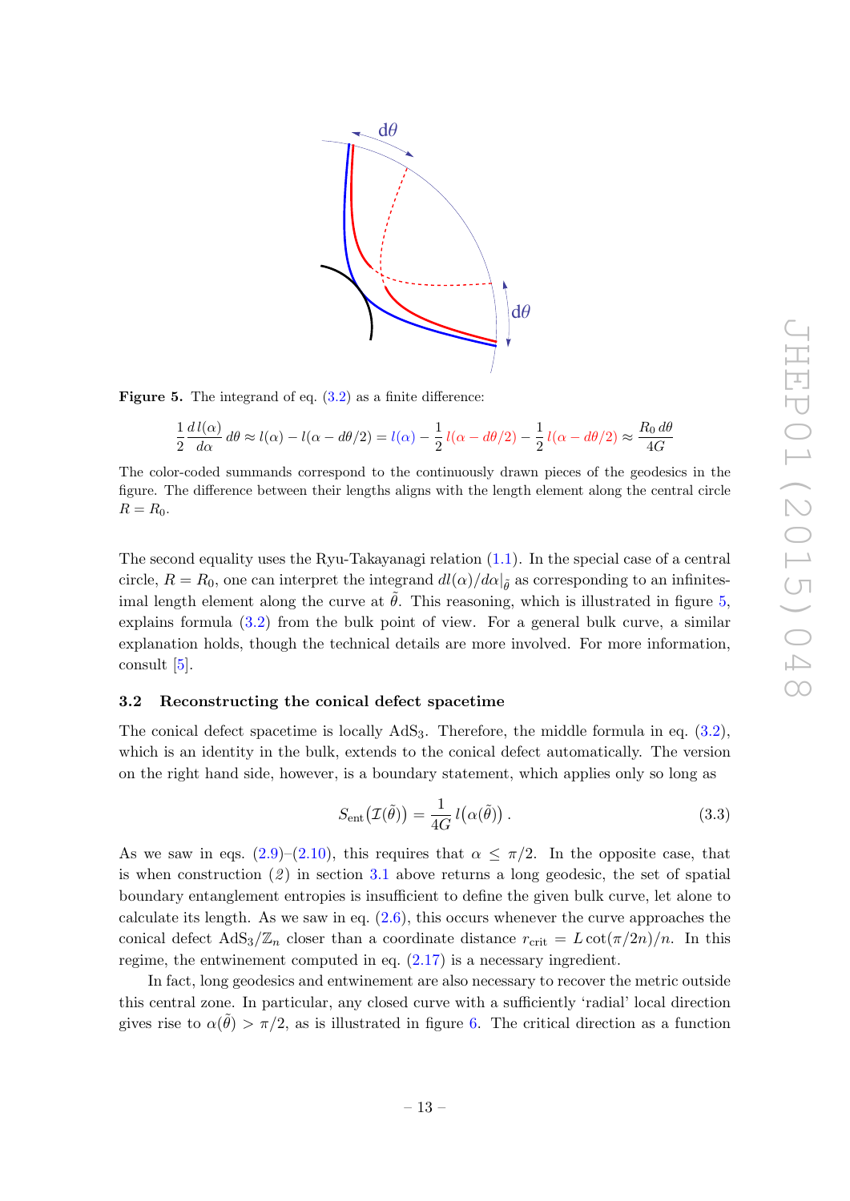**Figure 5.** The integrand of eq. (3.2) as a finite difference:

$$\frac{1}{2}\frac{d\,l(\alpha)}{d\alpha}\,d\theta \approx l(\alpha) - l(\alpha - d\theta/2) = l(\alpha) - \frac{1}{2}\,l(\alpha - d\theta/2) - \frac{1}{2}\,l(\alpha - d\theta/2) \approx \frac{R_0\,d\theta}{4G}$$

The color-coded summands correspond to the continuously drawn pieces of the geodesics in the figure. The difference between their lengths aligns with the length element along the central circle $R = R_0$.

The second equality uses the Ryu-Takayanagi relation (1.1). In the special case of a central circle, $R = R_0$, one can interpret the integrand $dl(\alpha)/d\alpha|_{\tilde{\theta}}$ as corresponding to an infinitesimal length element along the curve at $\tilde{\theta}$. This reasoning, which is illustrated in figure 5, explains formula (3.2) from the bulk point of view. For a general bulk curve, a similar explanation holds, though the technical details are more involved. For more information, consult [5].

### 3.2 Reconstructing the conical defect spacetime

The conical defect spacetime is locally $\mathrm{AdS}_3$. Therefore, the middle formula in eq. (3.2), which is an identity in the bulk, extends to the conical defect automatically. The version on the right hand side, however, is a boundary statement, which applies only so long as

$$S_{\rm ent}\big(\mathcal{I}(\tilde{\theta})\big) = \frac{1}{4G}\,l\big(\alpha(\tilde{\theta})\big)\,. \tag{3.3}$$

As we saw in eqs. (2.9)–(2.10), this requires that $\alpha \leq \pi/2$. In the opposite case, that is when construction (*2*) in section 3.1 above returns a long geodesic, the set of spatial boundary entanglement entropies is insufficient to define the given bulk curve, let alone to calculate its length. As we saw in eq. (2.6), this occurs whenever the curve approaches the conical defect $\mathrm{AdS}_3/\mathbb{Z}_n$ closer than a coordinate distance $r_{\rm crit} = L\cot(\pi/2n)/n$. In this regime, the entwinement computed in eq. (2.17) is a necessary ingredient.

In fact, long geodesics and entwinement are also necessary to recover the metric outside this central zone. In particular, any closed curve with a sufficiently 'radial' local direction gives rise to $\alpha(\tilde{\theta}) > \pi/2$, as is illustrated in figure 6. The critical direction as a function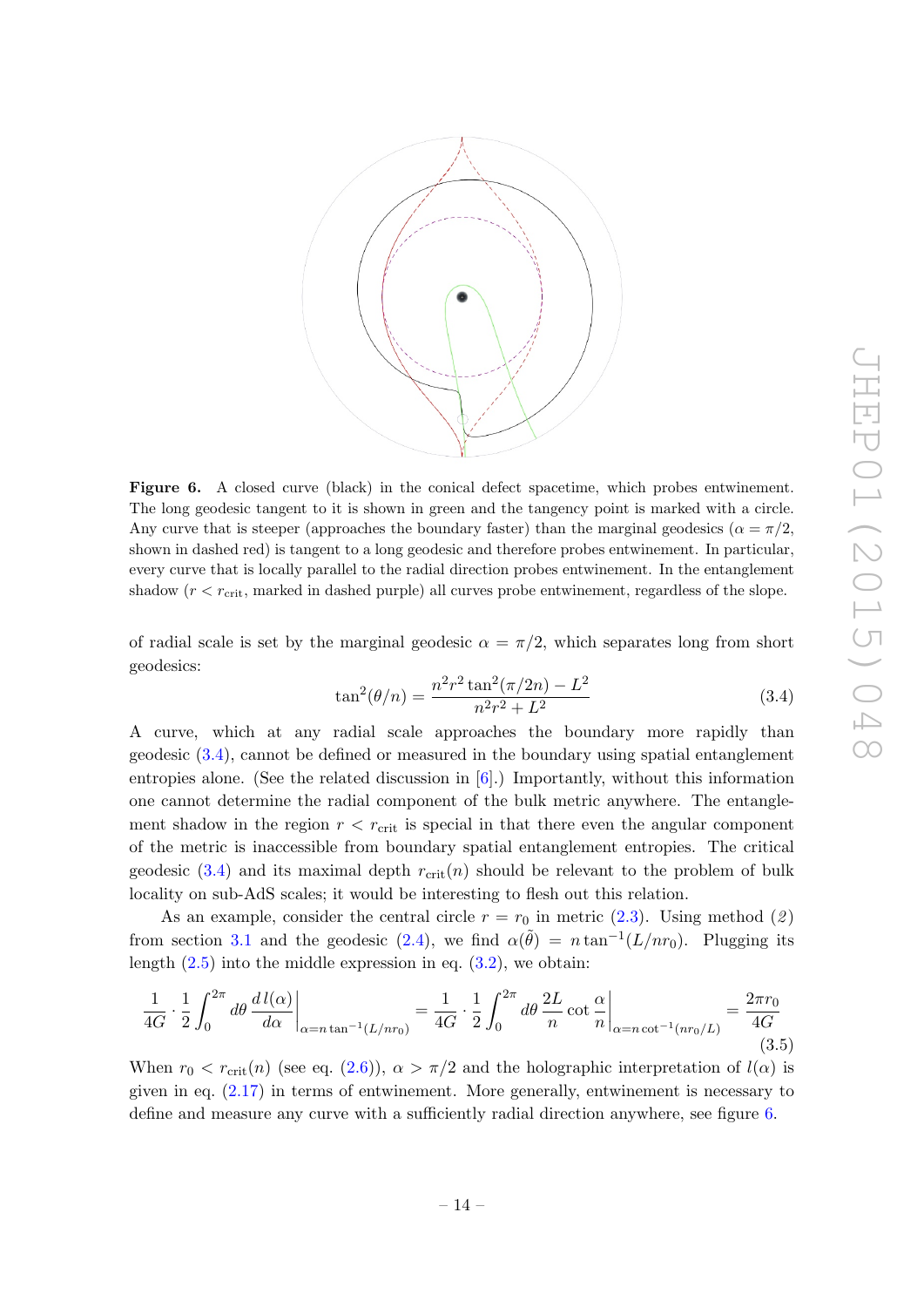**Figure 6.** A closed curve (black) in the conical defect spacetime, which probes entwinement. The long geodesic tangent to it is shown in green and the tangency point is marked with a circle. Any curve that is steeper (approaches the boundary faster) than the marginal geodesics ($\alpha = \pi/2$, shown in dashed red) is tangent to a long geodesic and therefore probes entwinement. In particular, every curve that is locally parallel to the radial direction probes entwinement. In the entanglement shadow ($r < r_{\rm crit}$, marked in dashed purple) all curves probe entwinement, regardless of the slope.

of radial scale is set by the marginal geodesic $\alpha = \pi/2$, which separates long from short geodesics:

$$\tan^2(\theta/n) = \frac{n^2 r^2 \tan^2(\pi/2n) - L^2}{n^2 r^2 + L^2} \tag{3.4}$$

A curve, which at any radial scale approaches the boundary more rapidly than geodesic (3.4), cannot be defined or measured in the boundary using spatial entanglement entropies alone. (See the related discussion in [6].) Importantly, without this information one cannot determine the radial component of the bulk metric anywhere. The entanglement shadow in the region $r < r_{\rm crit}$ is special in that there even the angular component of the metric is inaccessible from boundary spatial entanglement entropies. The critical geodesic (3.4) and its maximal depth $r_{\rm crit}(n)$ should be relevant to the problem of bulk locality on sub-AdS scales; it would be interesting to flesh out this relation.

As an example, consider the central circle $r = r_0$ in metric (2.3). Using method (*2*) from section 3.1 and the geodesic (2.4), we find $\alpha(\tilde{\theta}) = n \tan^{-1}(L/nr_0)$. Plugging its length (2.5) into the middle expression in eq. (3.2), we obtain:

$$\frac{1}{4G} \cdot \frac{1}{2} \int_0^{2\pi} d\theta \, \frac{d\,l(\alpha)}{d\alpha}\bigg|_{\alpha = n\tan^{-1}(L/nr_0)} = \frac{1}{4G} \cdot \frac{1}{2} \int_0^{2\pi} d\theta \, \frac{2L}{n} \cot \frac{\alpha}{n}\bigg|_{\alpha = n\cot^{-1}(nr_0/L)} = \frac{2\pi r_0}{4G} \tag{3.5}$$

When $r_0 < r_{\rm crit}(n)$ (see eq. (2.6)), $\alpha > \pi/2$ and the holographic interpretation of $l(\alpha)$ is given in eq. (2.17) in terms of entwinement. More generally, entwinement is necessary to define and measure any curve with a sufficiently radial direction anywhere, see figure 6.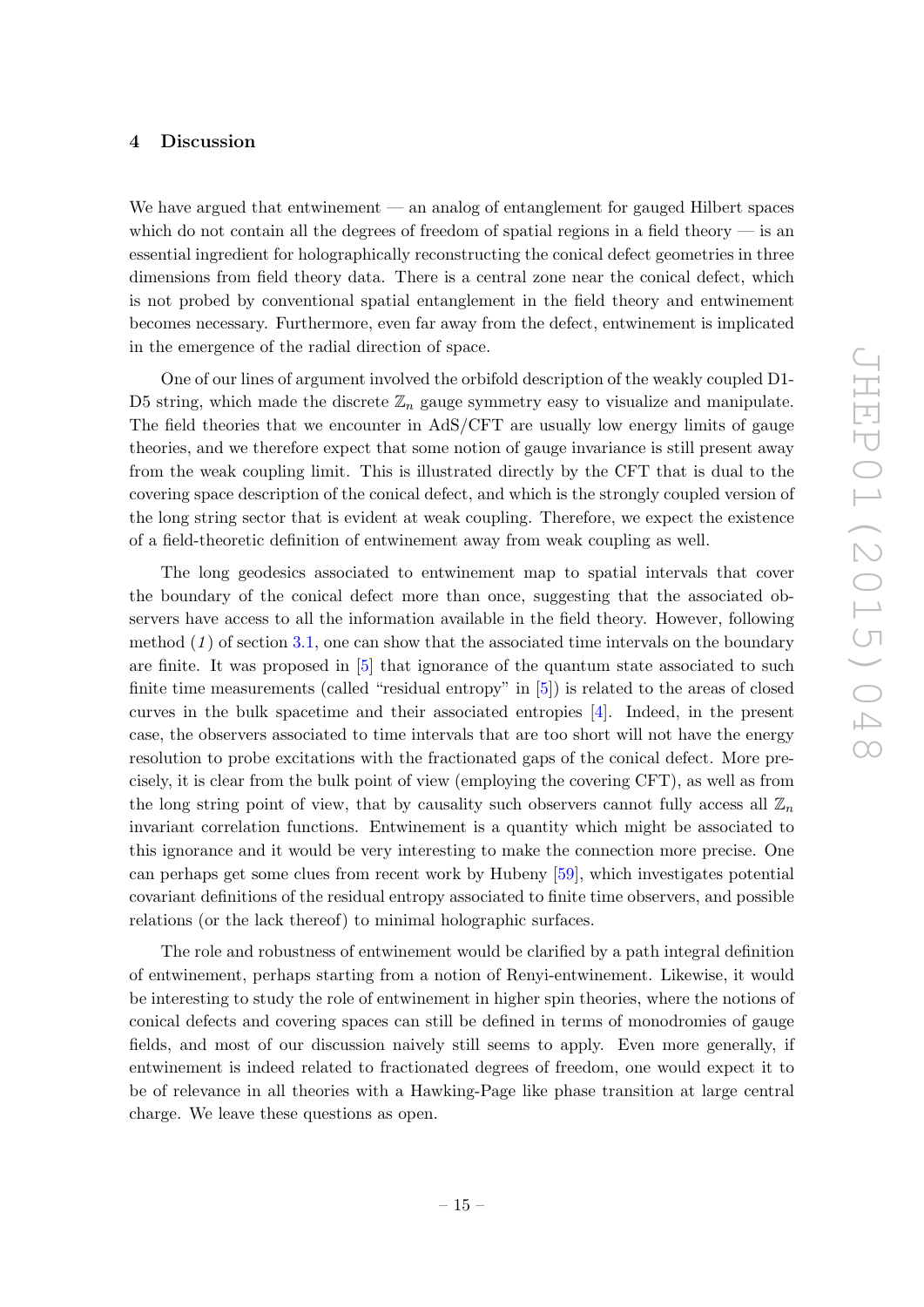## 4 Discussion

We have argued that entwinement — an analog of entanglement for gauged Hilbert spaces which do not contain all the degrees of freedom of spatial regions in a field theory — is an essential ingredient for holographically reconstructing the conical defect geometries in three dimensions from field theory data. There is a central zone near the conical defect, which is not probed by conventional spatial entanglement in the field theory and entwinement becomes necessary. Furthermore, even far away from the defect, entwinement is implicated in the emergence of the radial direction of space.

One of our lines of argument involved the orbifold description of the weakly coupled D1-D5 string, which made the discrete $\mathbb{Z}_n$ gauge symmetry easy to visualize and manipulate. The field theories that we encounter in AdS/CFT are usually low energy limits of gauge theories, and we therefore expect that some notion of gauge invariance is still present away from the weak coupling limit. This is illustrated directly by the CFT that is dual to the covering space description of the conical defect, and which is the strongly coupled version of the long string sector that is evident at weak coupling. Therefore, we expect the existence of a field-theoretic definition of entwinement away from weak coupling as well.

The long geodesics associated to entwinement map to spatial intervals that cover the boundary of the conical defect more than once, suggesting that the associated observers have access to all the information available in the field theory. However, following method (*1*) of section 3.1, one can show that the associated time intervals on the boundary are finite. It was proposed in [5] that ignorance of the quantum state associated to such finite time measurements (called "residual entropy" in [5]) is related to the areas of closed curves in the bulk spacetime and their associated entropies [4]. Indeed, in the present case, the observers associated to time intervals that are too short will not have the energy resolution to probe excitations with the fractionated gaps of the conical defect. More precisely, it is clear from the bulk point of view (employing the covering CFT), as well as from the long string point of view, that by causality such observers cannot fully access all $\mathbb{Z}_n$ invariant correlation functions. Entwinement is a quantity which might be associated to this ignorance and it would be very interesting to make the connection more precise. One can perhaps get some clues from recent work by Hubeny [59], which investigates potential covariant definitions of the residual entropy associated to finite time observers, and possible relations (or the lack thereof) to minimal holographic surfaces.

The role and robustness of entwinement would be clarified by a path integral definition of entwinement, perhaps starting from a notion of Renyi-entwinement. Likewise, it would be interesting to study the role of entwinement in higher spin theories, where the notions of conical defects and covering spaces can still be defined in terms of monodromies of gauge fields, and most of our discussion naively still seems to apply. Even more generally, if entwinement is indeed related to fractionated degrees of freedom, one would expect it to be of relevance in all theories with a Hawking-Page like phase transition at large central charge. We leave these questions as open.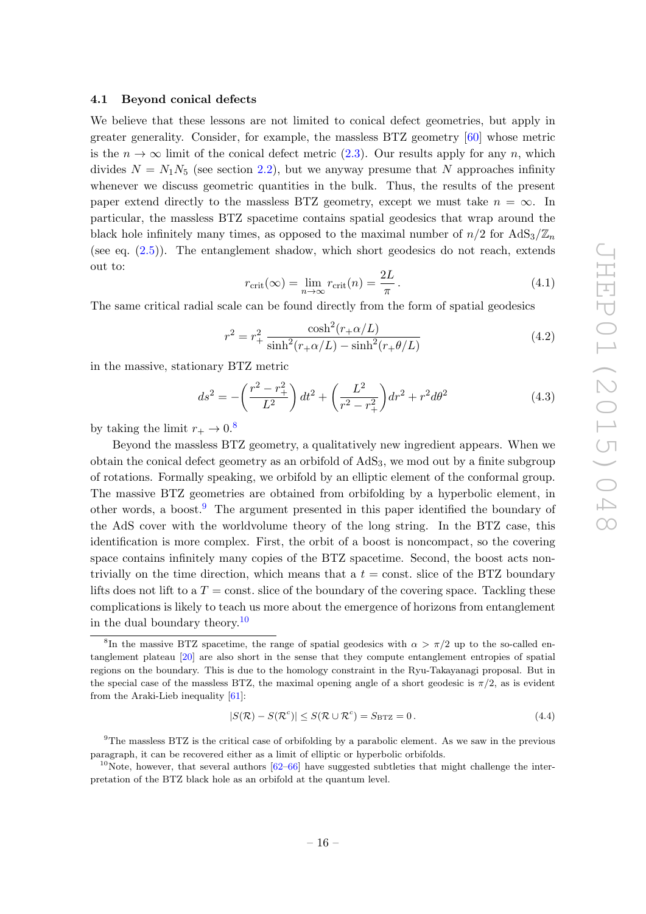### 4.1 Beyond conical defects

We believe that these lessons are not limited to conical defect geometries, but apply in greater generality. Consider, for example, the massless BTZ geometry [60] whose metric is the $n \to \infty$ limit of the conical defect metric (2.3). Our results apply for any $n$, which divides $N = N_1 N_5$ (see section 2.2), but we anyway presume that $N$ approaches infinity whenever we discuss geometric quantities in the bulk. Thus, the results of the present paper extend directly to the massless BTZ geometry, except we must take $n = \infty$. In particular, the massless BTZ spacetime contains spatial geodesics that wrap around the black hole infinitely many times, as opposed to the maximal number of $n/2$ for $\mathrm{AdS}_3/\mathbb{Z}_n$ (see eq. (2.5)). The entanglement shadow, which short geodesics do not reach, extends out to:

$$r_{\rm crit}(\infty) = \lim_{n\to\infty} r_{\rm crit}(n) = \frac{2L}{\pi}\,. \tag{4.1}$$

The same critical radial scale can be found directly from the form of spatial geodesics

$$r^2 = r_+^2\, \frac{\cosh^2(r_+\alpha/L)}{\sinh^2(r_+\alpha/L) - \sinh^2(r_+\theta/L)} \tag{4.2}$$

in the massive, stationary BTZ metric

$$ds^2 = -\left(\frac{r^2 - r_+^2}{L^2}\right) dt^2 + \left(\frac{L^2}{r^2 - r_+^2}\right) dr^2 + r^2 d\theta^2 \tag{4.3}$$

by taking the limit $r_+ \to 0$.[8]

Beyond the massless BTZ geometry, a qualitatively new ingredient appears. When we obtain the conical defect geometry as an orbifold of $\mathrm{AdS}_3$, we mod out by a finite subgroup of rotations. Formally speaking, we orbifold by an elliptic element of the conformal group. The massive BTZ geometries are obtained from orbifolding by a hyperbolic element, in other words, a boost.[9] The argument presented in this paper identified the boundary of the AdS cover with the worldvolume theory of the long string. In the BTZ case, this identification is more complex. First, the orbit of a boost is noncompact, so the covering space contains infinitely many copies of the BTZ spacetime. Second, the boost acts non-trivially on the time direction, which means that a $t =$ const. slice of the BTZ boundary lifts does not lift to a $T =$ const. slice of the boundary of the covering space. Tackling these complications is likely to teach us more about the emergence of horizons from entanglement in the dual boundary theory.[10]

---

[8] In the massive BTZ spacetime, the range of spatial geodesics with $\alpha > \pi/2$ up to the so-called entanglement plateau [20] are also short in the sense that they compute entanglement entropies of spatial regions on the boundary. This is due to the homology constraint in the Ryu-Takayanagi proposal. But in the special case of the massless BTZ, the maximal opening angle of a short geodesic is $\pi/2$, as is evident from the Araki-Lieb inequality [61]:

$$|S(\mathcal{R}) - S(\mathcal{R}^c)| \leq S(\mathcal{R} \cup \mathcal{R}^c) = S_{\rm BTZ} = 0\,. \tag{4.4}$$

[9] The massless BTZ is the critical case of orbifolding by a parabolic element. As we saw in the previous paragraph, it can be recovered either as a limit of elliptic or hyperbolic orbifolds.

[10] Note, however, that several authors [62–66] have suggested subtleties that might challenge the interpretation of the BTZ black hole as an orbifold at the quantum level.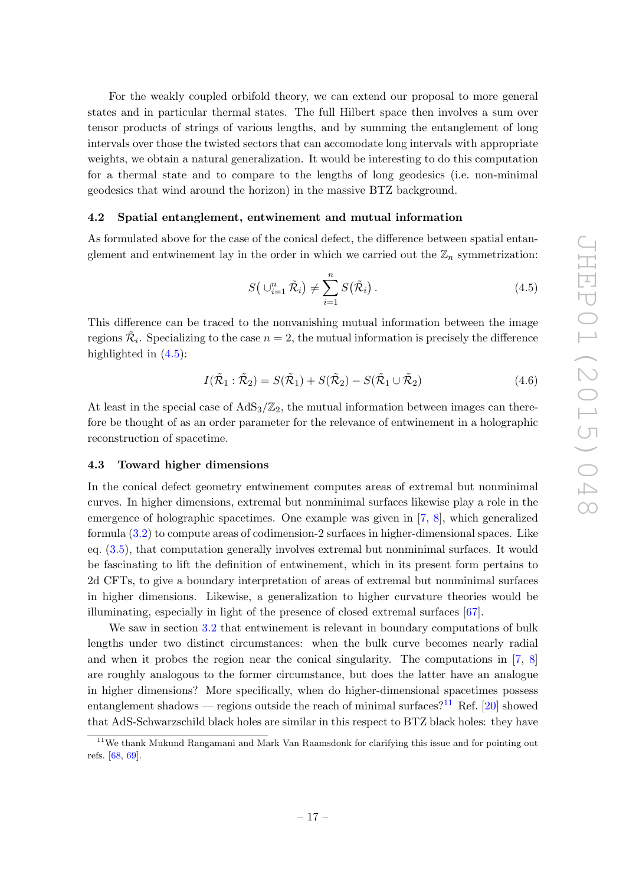For the weakly coupled orbifold theory, we can extend our proposal to more general states and in particular thermal states. The full Hilbert space then involves a sum over tensor products of strings of various lengths, and by summing the entanglement of long intervals over those the twisted sectors that can accomodate long intervals with appropriate weights, we obtain a natural generalization. It would be interesting to do this computation for a thermal state and to compare to the lengths of long geodesics (i.e. non-minimal geodesics that wind around the horizon) in the massive BTZ background.

### 4.2 Spatial entanglement, entwinement and mutual information

As formulated above for the case of the conical defect, the difference between spatial entanglement and entwinement lay in the order in which we carried out the $\mathbb{Z}_n$ symmetrization:

$$S\big(\cup_{i=1}^{n} \tilde{\mathcal{R}}_i\big) \neq \sum_{i=1}^{n} S(\tilde{\mathcal{R}}_i)\,. \tag{4.5}$$

This difference can be traced to the nonvanishing mutual information between the image regions $\tilde{\mathcal{R}}_i$. Specializing to the case $n = 2$, the mutual information is precisely the difference highlighted in (4.5):

$$I(\tilde{\mathcal{R}}_1 : \tilde{\mathcal{R}}_2) = S(\tilde{\mathcal{R}}_1) + S(\tilde{\mathcal{R}}_2) - S(\tilde{\mathcal{R}}_1 \cup \tilde{\mathcal{R}}_2) \tag{4.6}$$

At least in the special case of $\mathrm{AdS}_3/\mathbb{Z}_2$, the mutual information between images can therefore be thought of as an order parameter for the relevance of entwinement in a holographic reconstruction of spacetime.

### 4.3 Toward higher dimensions

In the conical defect geometry entwinement computes areas of extremal but nonminimal curves. In higher dimensions, extremal but nonminimal surfaces likewise play a role in the emergence of holographic spacetimes. One example was given in [7, 8], which generalized formula (3.2) to compute areas of codimension-2 surfaces in higher-dimensional spaces. Like eq. (3.5), that computation generally involves extremal but nonminimal surfaces. It would be fascinating to lift the definition of entwinement, which in its present form pertains to 2d CFTs, to give a boundary interpretation of areas of extremal but nonminimal surfaces in higher dimensions. Likewise, a generalization to higher curvature theories would be illuminating, especially in light of the presence of closed extremal surfaces [67].

We saw in section 3.2 that entwinement is relevant in boundary computations of bulk lengths under two distinct circumstances: when the bulk curve becomes nearly radial and when it probes the region near the conical singularity. The computations in [7, 8] are roughly analogous to the former circumstance, but does the latter have an analogue in higher dimensions? More specifically, when do higher-dimensional spacetimes possess entanglement shadows — regions outside the reach of minimal surfaces?[11] Ref. [20] showed that AdS-Schwarzschild black holes are similar in this respect to BTZ black holes: they have

[11] We thank Mukund Rangamani and Mark Van Raamsdonk for clarifying this issue and for pointing out refs. [68, 69].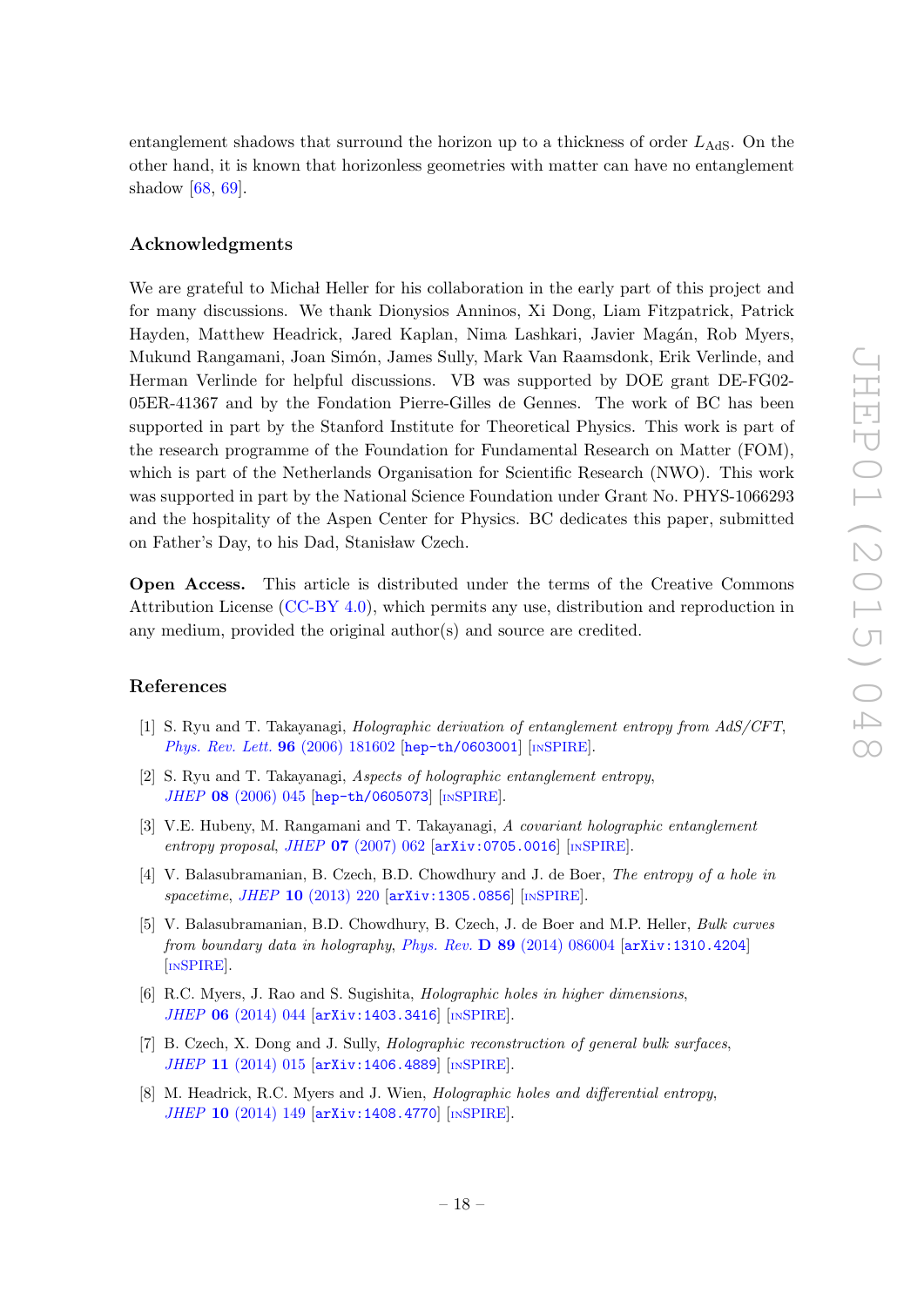entanglement shadows that surround the horizon up to a thickness of order $L_{\text{AdS}}$. On the other hand, it is known that horizonless geometries with matter can have no entanglement shadow [68, 69].

## Acknowledgments

We are grateful to Michał Heller for his collaboration in the early part of this project and for many discussions. We thank Dionysios Anninos, Xi Dong, Liam Fitzpatrick, Patrick Hayden, Matthew Headrick, Jared Kaplan, Nima Lashkari, Javier Magán, Rob Myers, Mukund Rangamani, Joan Simón, James Sully, Mark Van Raamsdonk, Erik Verlinde, and Herman Verlinde for helpful discussions. VB was supported by DOE grant DE-FG02-05ER-41367 and by the Fondation Pierre-Gilles de Gennes. The work of BC has been supported in part by the Stanford Institute for Theoretical Physics. This work is part of the research programme of the Foundation for Fundamental Research on Matter (FOM), which is part of the Netherlands Organisation for Scientific Research (NWO). This work was supported in part by the National Science Foundation under Grant No. PHYS-1066293 and the hospitality of the Aspen Center for Physics. BC dedicates this paper, submitted on Father's Day, to his Dad, Stanisław Czech.

**Open Access.** This article is distributed under the terms of the Creative Commons Attribution License (CC-BY 4.0), which permits any use, distribution and reproduction in any medium, provided the original author(s) and source are credited.

## References

[1] S. Ryu and T. Takayanagi, *Holographic derivation of entanglement entropy from AdS/CFT*, *Phys. Rev. Lett.* **96** (2006) 181602 [hep-th/0603001] [INSPIRE].

[2] S. Ryu and T. Takayanagi, *Aspects of holographic entanglement entropy*, *JHEP* **08** (2006) 045 [hep-th/0605073] [INSPIRE].

[3] V.E. Hubeny, M. Rangamani and T. Takayanagi, *A covariant holographic entanglement entropy proposal*, *JHEP* **07** (2007) 062 [arXiv:0705.0016] [INSPIRE].

[4] V. Balasubramanian, B. Czech, B.D. Chowdhury and J. de Boer, *The entropy of a hole in spacetime*, *JHEP* **10** (2013) 220 [arXiv:1305.0856] [INSPIRE].

[5] V. Balasubramanian, B.D. Chowdhury, B. Czech, J. de Boer and M.P. Heller, *Bulk curves from boundary data in holography*, *Phys. Rev.* **D 89** (2014) 086004 [arXiv:1310.4204] [INSPIRE].

[6] R.C. Myers, J. Rao and S. Sugishita, *Holographic holes in higher dimensions*, *JHEP* **06** (2014) 044 [arXiv:1403.3416] [INSPIRE].

[7] B. Czech, X. Dong and J. Sully, *Holographic reconstruction of general bulk surfaces*, *JHEP* **11** (2014) 015 [arXiv:1406.4889] [INSPIRE].

[8] M. Headrick, R.C. Myers and J. Wien, *Holographic holes and differential entropy*, *JHEP* **10** (2014) 149 [arXiv:1408.4770] [INSPIRE].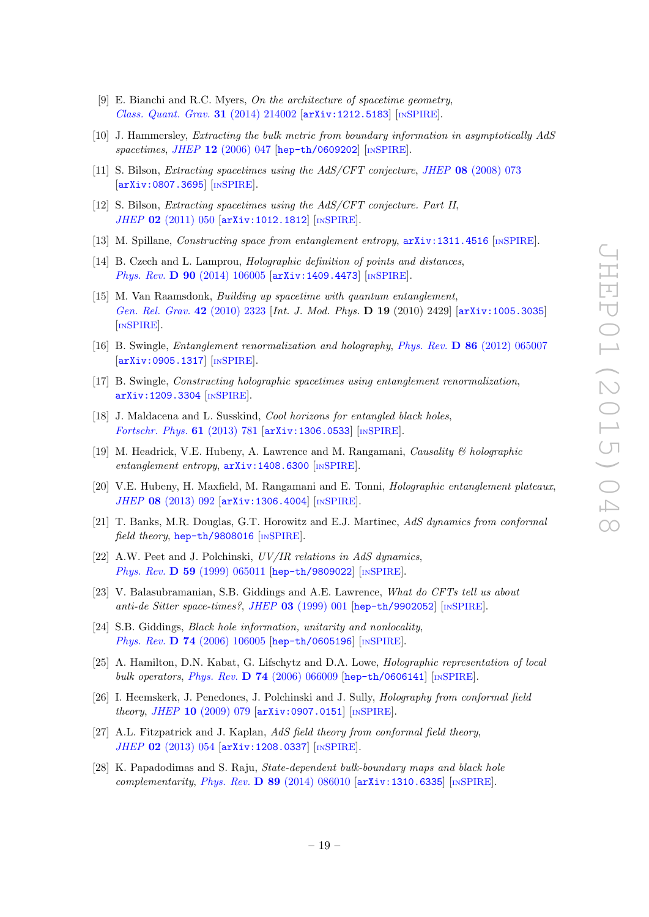[9] E. Bianchi and R.C. Myers, *On the architecture of spacetime geometry*, *Class. Quant. Grav.* **31** (2014) 214002 [arXiv:1212.5183] [INSPIRE].

[10] J. Hammersley, *Extracting the bulk metric from boundary information in asymptotically AdS spacetimes*, *JHEP* **12** (2006) 047 [hep-th/0609202] [INSPIRE].

[11] S. Bilson, *Extracting spacetimes using the AdS/CFT conjecture*, *JHEP* **08** (2008) 073 [arXiv:0807.3695] [INSPIRE].

[12] S. Bilson, *Extracting spacetimes using the AdS/CFT conjecture. Part II*, *JHEP* **02** (2011) 050 [arXiv:1012.1812] [INSPIRE].

[13] M. Spillane, *Constructing space from entanglement entropy*, arXiv:1311.4516 [INSPIRE].

[14] B. Czech and L. Lamprou, *Holographic definition of points and distances*, *Phys. Rev.* **D 90** (2014) 106005 [arXiv:1409.4473] [INSPIRE].

[15] M. Van Raamsdonk, *Building up spacetime with quantum entanglement*, *Gen. Rel. Grav.* **42** (2010) 2323 [*Int. J. Mod. Phys.* **D 19** (2010) 2429] [arXiv:1005.3035] [INSPIRE].

[16] B. Swingle, *Entanglement renormalization and holography*, *Phys. Rev.* **D 86** (2012) 065007 [arXiv:0905.1317] [INSPIRE].

[17] B. Swingle, *Constructing holographic spacetimes using entanglement renormalization*, arXiv:1209.3304 [INSPIRE].

[18] J. Maldacena and L. Susskind, *Cool horizons for entangled black holes*, *Fortschr. Phys.* **61** (2013) 781 [arXiv:1306.0533] [INSPIRE].

[19] M. Headrick, V.E. Hubeny, A. Lawrence and M. Rangamani, *Causality & holographic entanglement entropy*, arXiv:1408.6300 [INSPIRE].

[20] V.E. Hubeny, H. Maxfield, M. Rangamani and E. Tonni, *Holographic entanglement plateaux*, *JHEP* **08** (2013) 092 [arXiv:1306.4004] [INSPIRE].

[21] T. Banks, M.R. Douglas, G.T. Horowitz and E.J. Martinec, *AdS dynamics from conformal field theory*, hep-th/9808016 [INSPIRE].

[22] A.W. Peet and J. Polchinski, *UV/IR relations in AdS dynamics*, *Phys. Rev.* **D 59** (1999) 065011 [hep-th/9809022] [INSPIRE].

[23] V. Balasubramanian, S.B. Giddings and A.E. Lawrence, *What do CFTs tell us about anti-de Sitter space-times?*, *JHEP* **03** (1999) 001 [hep-th/9902052] [INSPIRE].

[24] S.B. Giddings, *Black hole information, unitarity and nonlocality*, *Phys. Rev.* **D 74** (2006) 106005 [hep-th/0605196] [INSPIRE].

[25] A. Hamilton, D.N. Kabat, G. Lifschytz and D.A. Lowe, *Holographic representation of local bulk operators*, *Phys. Rev.* **D 74** (2006) 066009 [hep-th/0606141] [INSPIRE].

[26] I. Heemskerk, J. Penedones, J. Polchinski and J. Sully, *Holography from conformal field theory*, *JHEP* **10** (2009) 079 [arXiv:0907.0151] [INSPIRE].

[27] A.L. Fitzpatrick and J. Kaplan, *AdS field theory from conformal field theory*, *JHEP* **02** (2013) 054 [arXiv:1208.0337] [INSPIRE].

[28] K. Papadodimas and S. Raju, *State-dependent bulk-boundary maps and black hole complementarity*, *Phys. Rev.* **D 89** (2014) 086010 [arXiv:1310.6335] [INSPIRE].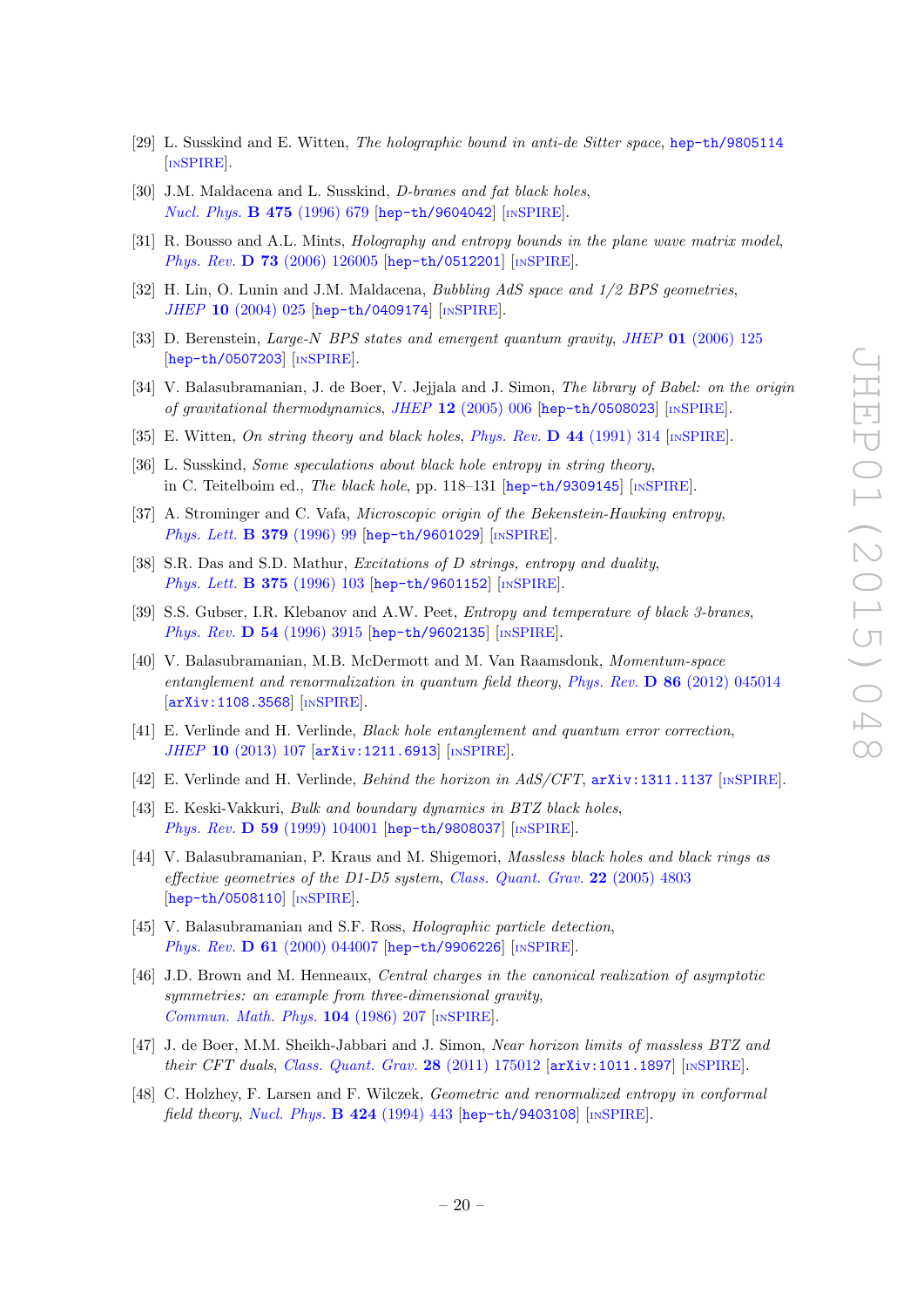- [29] L. Susskind and E. Witten, *The holographic bound in anti-de Sitter space*, hep-th/9805114 [INSPIRE].
- [30] J.M. Maldacena and L. Susskind, *D-branes and fat black holes*, *Nucl. Phys.* **B 475** (1996) 679 [hep-th/9604042] [INSPIRE].
- [31] R. Bousso and A.L. Mints, *Holography and entropy bounds in the plane wave matrix model*, *Phys. Rev.* **D 73** (2006) 126005 [hep-th/0512201] [INSPIRE].
- [32] H. Lin, O. Lunin and J.M. Maldacena, *Bubbling AdS space and 1/2 BPS geometries*, *JHEP* **10** (2004) 025 [hep-th/0409174] [INSPIRE].
- [33] D. Berenstein, *Large-N BPS states and emergent quantum gravity*, *JHEP* **01** (2006) 125 [hep-th/0507203] [INSPIRE].
- [34] V. Balasubramanian, J. de Boer, V. Jejjala and J. Simon, *The library of Babel: on the origin of gravitational thermodynamics*, *JHEP* **12** (2005) 006 [hep-th/0508023] [INSPIRE].
- [35] E. Witten, *On string theory and black holes*, *Phys. Rev.* **D 44** (1991) 314 [INSPIRE].
- [36] L. Susskind, *Some speculations about black hole entropy in string theory*, in C. Teitelboim ed., *The black hole*, pp. 118–131 [hep-th/9309145] [INSPIRE].
- [37] A. Strominger and C. Vafa, *Microscopic origin of the Bekenstein-Hawking entropy*, *Phys. Lett.* **B 379** (1996) 99 [hep-th/9601029] [INSPIRE].
- [38] S.R. Das and S.D. Mathur, *Excitations of D strings, entropy and duality*, *Phys. Lett.* **B 375** (1996) 103 [hep-th/9601152] [INSPIRE].
- [39] S.S. Gubser, I.R. Klebanov and A.W. Peet, *Entropy and temperature of black 3-branes*, *Phys. Rev.* **D 54** (1996) 3915 [hep-th/9602135] [INSPIRE].
- [40] V. Balasubramanian, M.B. McDermott and M. Van Raamsdonk, *Momentum-space entanglement and renormalization in quantum field theory*, *Phys. Rev.* **D 86** (2012) 045014 [arXiv:1108.3568] [INSPIRE].
- [41] E. Verlinde and H. Verlinde, *Black hole entanglement and quantum error correction*, *JHEP* **10** (2013) 107 [arXiv:1211.6913] [INSPIRE].
- [42] E. Verlinde and H. Verlinde, *Behind the horizon in AdS/CFT*, arXiv:1311.1137 [INSPIRE].
- [43] E. Keski-Vakkuri, *Bulk and boundary dynamics in BTZ black holes*, *Phys. Rev.* **D 59** (1999) 104001 [hep-th/9808037] [INSPIRE].
- [44] V. Balasubramanian, P. Kraus and M. Shigemori, *Massless black holes and black rings as effective geometries of the D1-D5 system*, *Class. Quant. Grav.* **22** (2005) 4803 [hep-th/0508110] [INSPIRE].
- [45] V. Balasubramanian and S.F. Ross, *Holographic particle detection*, *Phys. Rev.* **D 61** (2000) 044007 [hep-th/9906226] [INSPIRE].
- [46] J.D. Brown and M. Henneaux, *Central charges in the canonical realization of asymptotic symmetries: an example from three-dimensional gravity*, *Commun. Math. Phys.* **104** (1986) 207 [INSPIRE].
- [47] J. de Boer, M.M. Sheikh-Jabbari and J. Simon, *Near horizon limits of massless BTZ and their CFT duals*, *Class. Quant. Grav.* **28** (2011) 175012 [arXiv:1011.1897] [INSPIRE].
- [48] C. Holzhey, F. Larsen and F. Wilczek, *Geometric and renormalized entropy in conformal field theory*, *Nucl. Phys.* **B 424** (1994) 443 [hep-th/9403108] [INSPIRE].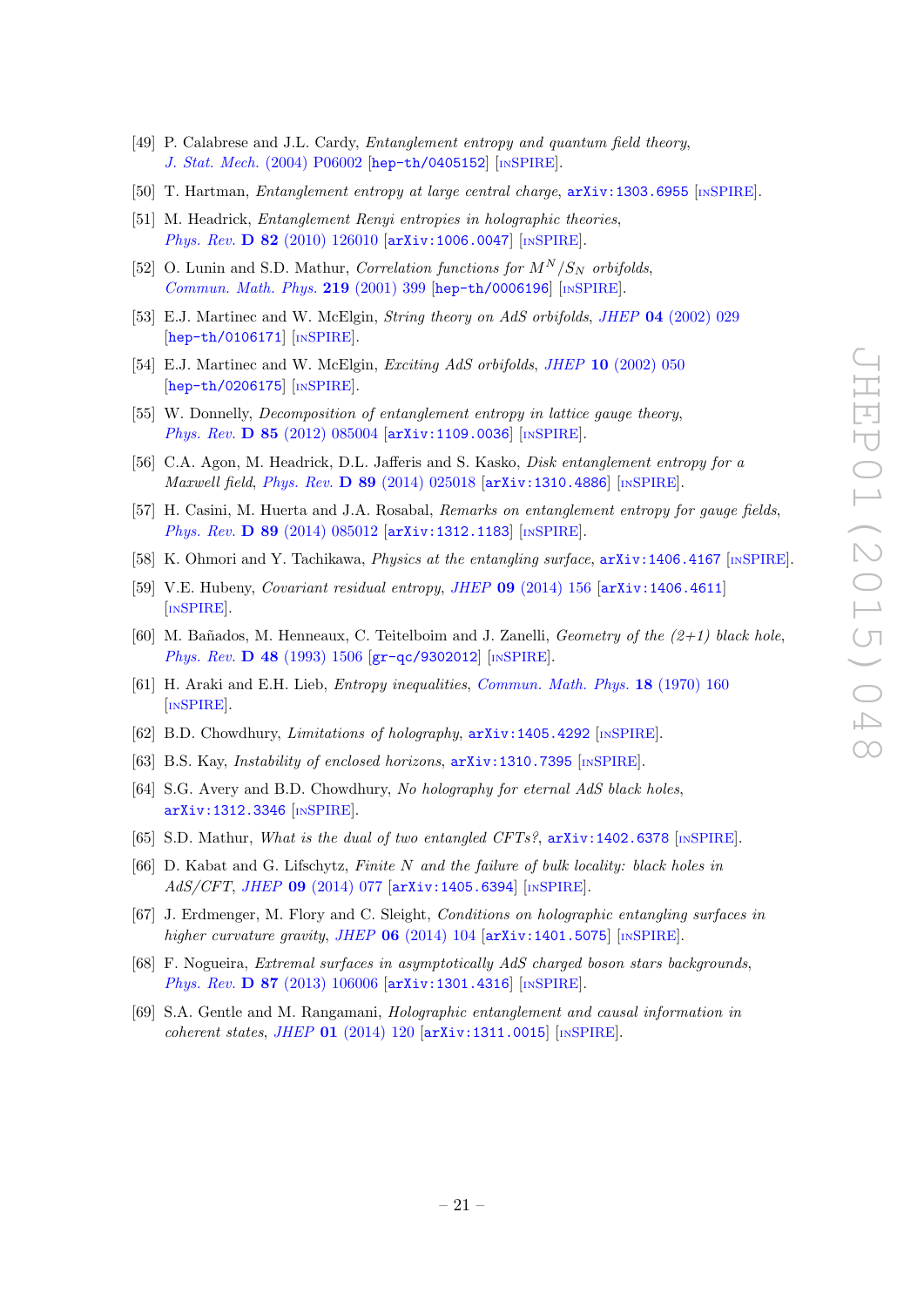[49] P. Calabrese and J.L. Cardy, *Entanglement entropy and quantum field theory*, J. Stat. Mech. (2004) P06002 [hep-th/0405152] [INSPIRE].

[50] T. Hartman, *Entanglement entropy at large central charge*, arXiv:1303.6955 [INSPIRE].

[51] M. Headrick, *Entanglement Renyi entropies in holographic theories*, Phys. Rev. **D 82** (2010) 126010 [arXiv:1006.0047] [INSPIRE].

[52] O. Lunin and S.D. Mathur, *Correlation functions for $M^N/S_N$ orbifolds*, Commun. Math. Phys. **219** (2001) 399 [hep-th/0006196] [INSPIRE].

[53] E.J. Martinec and W. McElgin, *String theory on AdS orbifolds*, JHEP **04** (2002) 029 [hep-th/0106171] [INSPIRE].

[54] E.J. Martinec and W. McElgin, *Exciting AdS orbifolds*, JHEP **10** (2002) 050 [hep-th/0206175] [INSPIRE].

[55] W. Donnelly, *Decomposition of entanglement entropy in lattice gauge theory*, Phys. Rev. **D 85** (2012) 085004 [arXiv:1109.0036] [INSPIRE].

[56] C.A. Agon, M. Headrick, D.L. Jafferis and S. Kasko, *Disk entanglement entropy for a Maxwell field*, Phys. Rev. **D 89** (2014) 025018 [arXiv:1310.4886] [INSPIRE].

[57] H. Casini, M. Huerta and J.A. Rosabal, *Remarks on entanglement entropy for gauge fields*, Phys. Rev. **D 89** (2014) 085012 [arXiv:1312.1183] [INSPIRE].

[58] K. Ohmori and Y. Tachikawa, *Physics at the entangling surface*, arXiv:1406.4167 [INSPIRE].

[59] V.E. Hubeny, *Covariant residual entropy*, JHEP **09** (2014) 156 [arXiv:1406.4611] [INSPIRE].

[60] M. Bañados, M. Henneaux, C. Teitelboim and J. Zanelli, *Geometry of the (2+1) black hole*, Phys. Rev. **D 48** (1993) 1506 [gr-qc/9302012] [INSPIRE].

[61] H. Araki and E.H. Lieb, *Entropy inequalities*, Commun. Math. Phys. **18** (1970) 160 [INSPIRE].

[62] B.D. Chowdhury, *Limitations of holography*, arXiv:1405.4292 [INSPIRE].

[63] B.S. Kay, *Instability of enclosed horizons*, arXiv:1310.7395 [INSPIRE].

[64] S.G. Avery and B.D. Chowdhury, *No holography for eternal AdS black holes*, arXiv:1312.3346 [INSPIRE].

[65] S.D. Mathur, *What is the dual of two entangled CFTs?*, arXiv:1402.6378 [INSPIRE].

[66] D. Kabat and G. Lifschytz, *Finite N and the failure of bulk locality: black holes in AdS/CFT*, JHEP **09** (2014) 077 [arXiv:1405.6394] [INSPIRE].

[67] J. Erdmenger, M. Flory and C. Sleight, *Conditions on holographic entangling surfaces in higher curvature gravity*, JHEP **06** (2014) 104 [arXiv:1401.5075] [INSPIRE].

[68] F. Nogueira, *Extremal surfaces in asymptotically AdS charged boson stars backgrounds*, Phys. Rev. **D 87** (2013) 106006 [arXiv:1301.4316] [INSPIRE].

[69] S.A. Gentle and M. Rangamani, *Holographic entanglement and causal information in coherent states*, JHEP **01** (2014) 120 [arXiv:1311.0015] [INSPIRE].